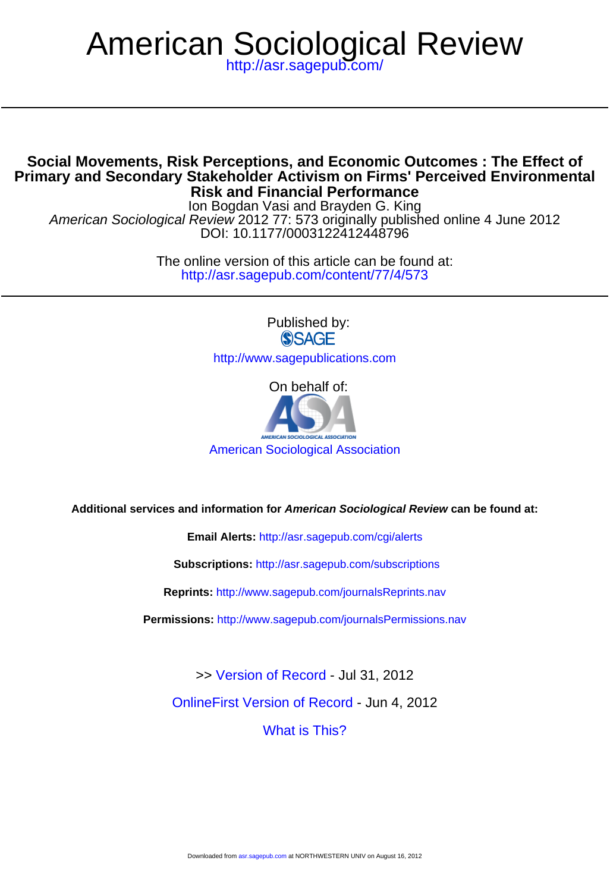# American Sociological Review

http://asr.sagepub.com/

## Social Movements, Risk Perceptions, and Economic Outcomes : The Effect of Primary and Secondary Stakeholder Activism on Firms' Perceived Environmental Risk and Financial Performance

Ion Bogdan Vasi and Brayden G. King

*American Sociological Review* 2012 77: 573 originally published online 4 June 2012

DOI: 10.1177/0003122412448796

The online version of this article can be found at:

http://asr.sagepub.com/content/77/4/573

Published by:

SAGE

http://www.sagepublications.com

On behalf of:

American Sociological Association

**Additional services and information for *American Sociological Review* can be found at:**

**Email Alerts:** http://asr.sagepub.com/cgi/alerts

**Subscriptions:** http://asr.sagepub.com/subscriptions

**Reprints:** http://www.sagepub.com/journalsReprints.nav

**Permissions:** http://www.sagepub.com/journalsPermissions.nav

>> Version of Record - Jul 31, 2012

OnlineFirst Version of Record - Jun 4, 2012

What is This?

Downloaded from asr.sagepub.com at NORTHWESTERN UNIV on August 16, 2012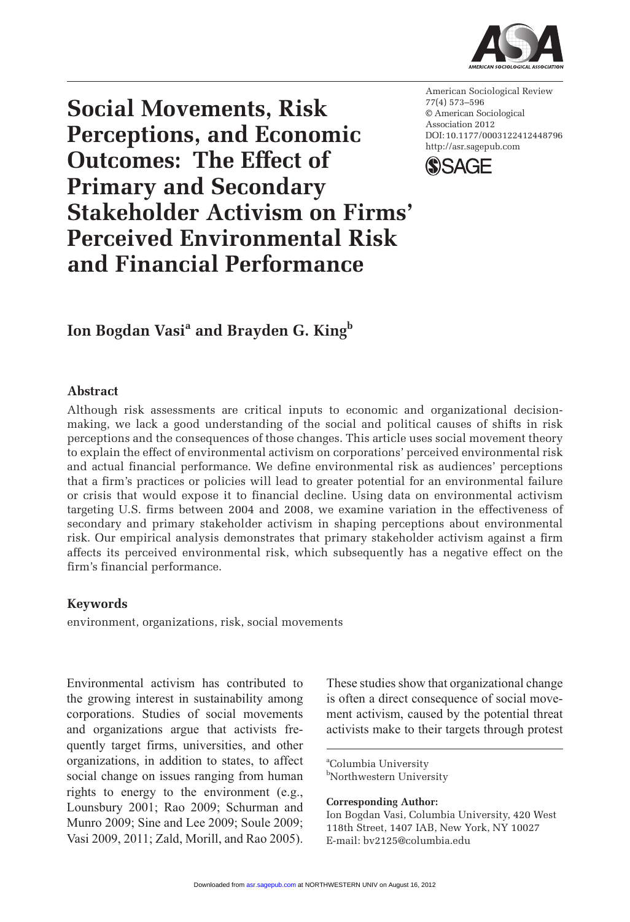# Social Movements, Risk Perceptions, and Economic Outcomes: The Effect of Primary and Secondary Stakeholder Activism on Firms' Perceived Environmental Risk and Financial Performance

American Sociological Review
77(4) 573–596
© American Sociological Association 2012
DOI: 10.1177/0003122412448796
http://asr.sagepub.com

**Ion Bogdan Vasi[a] and Brayden G. King[b]**

## Abstract

Although risk assessments are critical inputs to economic and organizational decision-making, we lack a good understanding of the social and political causes of shifts in risk perceptions and the consequences of those changes. This article uses social movement theory to explain the effect of environmental activism on corporations' perceived environmental risk and actual financial performance. We define environmental risk as audiences' perceptions that a firm's practices or policies will lead to greater potential for an environmental failure or crisis that would expose it to financial decline. Using data on environmental activism targeting U.S. firms between 2004 and 2008, we examine variation in the effectiveness of secondary and primary stakeholder activism in shaping perceptions about environmental risk. Our empirical analysis demonstrates that primary stakeholder activism against a firm affects its perceived environmental risk, which subsequently has a negative effect on the firm's financial performance.

## Keywords

environment, organizations, risk, social movements

Environmental activism has contributed to the growing interest in sustainability among corporations. Studies of social movements and organizations argue that activists frequently target firms, universities, and other organizations, in addition to states, to affect social change on issues ranging from human rights to energy to the environment (e.g., Lounsbury 2001; Rao 2009; Schurman and Munro 2009; Sine and Lee 2009; Soule 2009; Vasi 2009, 2011; Zald, Morill, and Rao 2005). These studies show that organizational change is often a direct consequence of social movement activism, caused by the potential threat activists make to their targets through protest

[a]Columbia University
[b]Northwestern University

**Corresponding Author:**
Ion Bogdan Vasi, Columbia University, 420 West 118th Street, 1407 IAB, New York, NY 10027
E-mail: bv2125@columbia.edu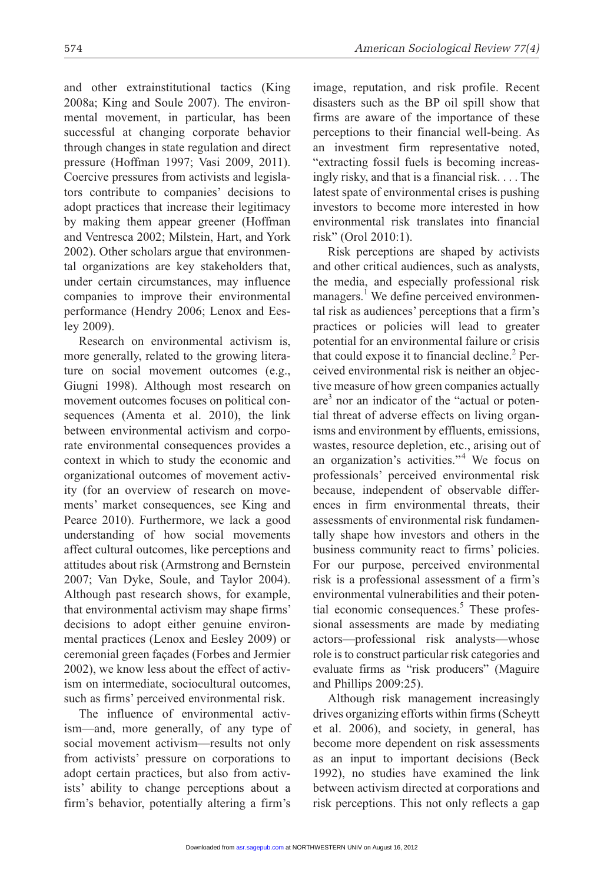and other extrainstitutional tactics (King 2008a; King and Soule 2007). The environmental movement, in particular, has been successful at changing corporate behavior through changes in state regulation and direct pressure (Hoffman 1997; Vasi 2009, 2011). Coercive pressures from activists and legislators contribute to companies' decisions to adopt practices that increase their legitimacy by making them appear greener (Hoffman and Ventresca 2002; Milstein, Hart, and York 2002). Other scholars argue that environmental organizations are key stakeholders that, under certain circumstances, may influence companies to improve their environmental performance (Hendry 2006; Lenox and Eesley 2009).

Research on environmental activism is, more generally, related to the growing literature on social movement outcomes (e.g., Giugni 1998). Although most research on movement outcomes focuses on political consequences (Amenta et al. 2010), the link between environmental activism and corporate environmental consequences provides a context in which to study the economic and organizational outcomes of movement activity (for an overview of research on movements' market consequences, see King and Pearce 2010). Furthermore, we lack a good understanding of how social movements affect cultural outcomes, like perceptions and attitudes about risk (Armstrong and Bernstein 2007; Van Dyke, Soule, and Taylor 2004). Although past research shows, for example, that environmental activism may shape firms' decisions to adopt either genuine environmental practices (Lenox and Eesley 2009) or ceremonial green façades (Forbes and Jermier 2002), we know less about the effect of activism on intermediate, sociocultural outcomes, such as firms' perceived environmental risk.

The influence of environmental activism—and, more generally, of any type of social movement activism—results not only from activists' pressure on corporations to adopt certain practices, but also from activists' ability to change perceptions about a firm's behavior, potentially altering a firm's image, reputation, and risk profile. Recent disasters such as the BP oil spill show that firms are aware of the importance of these perceptions to their financial well-being. As an investment firm representative noted, "extracting fossil fuels is becoming increasingly risky, and that is a financial risk. . . . The latest spate of environmental crises is pushing investors to become more interested in how environmental risk translates into financial risk" (Orol 2010:1).

Risk perceptions are shaped by activists and other critical audiences, such as analysts, the media, and especially professional risk managers.[1] We define perceived environmental risk as audiences' perceptions that a firm's practices or policies will lead to greater potential for an environmental failure or crisis that could expose it to financial decline.[2] Perceived environmental risk is neither an objective measure of how green companies actually are[3] nor an indicator of the "actual or potential threat of adverse effects on living organisms and environment by effluents, emissions, wastes, resource depletion, etc., arising out of an organization's activities."[4] We focus on professionals' perceived environmental risk because, independent of observable differences in firm environmental threats, their assessments of environmental risk fundamentally shape how investors and others in the business community react to firms' policies. For our purpose, perceived environmental risk is a professional assessment of a firm's environmental vulnerabilities and their potential economic consequences.[5] These professional assessments are made by mediating actors—professional risk analysts—whose role is to construct particular risk categories and evaluate firms as "risk producers" (Maguire and Phillips 2009:25).

Although risk management increasingly drives organizing efforts within firms (Scheytt et al. 2006), and society, in general, has become more dependent on risk assessments as an input to important decisions (Beck 1992), no studies have examined the link between activism directed at corporations and risk perceptions. This not only reflects a gap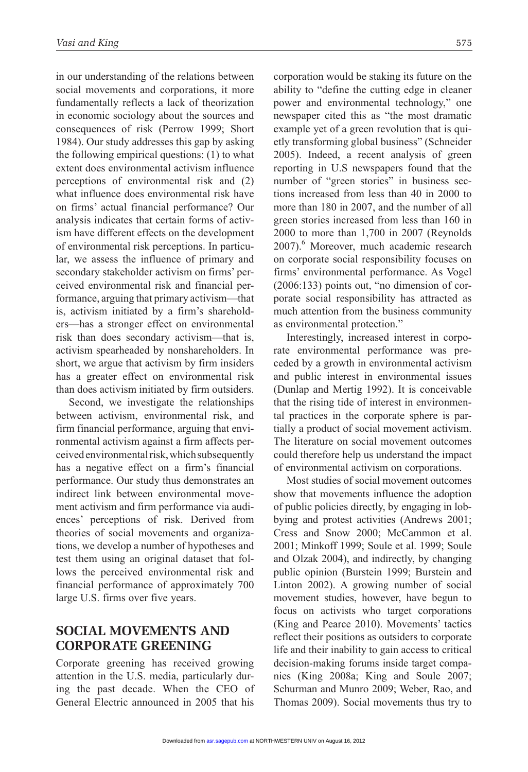in our understanding of the relations between social movements and corporations, it more fundamentally reflects a lack of theorization in economic sociology about the sources and consequences of risk (Perrow 1999; Short 1984). Our study addresses this gap by asking the following empirical questions: (1) to what extent does environmental activism influence perceptions of environmental risk and (2) what influence does environmental risk have on firms' actual financial performance? Our analysis indicates that certain forms of activism have different effects on the development of environmental risk perceptions. In particular, we assess the influence of primary and secondary stakeholder activism on firms' perceived environmental risk and financial performance, arguing that primary activism—that is, activism initiated by a firm's shareholders—has a stronger effect on environmental risk than does secondary activism—that is, activism spearheaded by nonshareholders. In short, we argue that activism by firm insiders has a greater effect on environmental risk than does activism initiated by firm outsiders.

Second, we investigate the relationships between activism, environmental risk, and firm financial performance, arguing that environmental activism against a firm affects perceived environmental risk, which subsequently has a negative effect on a firm's financial performance. Our study thus demonstrates an indirect link between environmental movement activism and firm performance via audiences' perceptions of risk. Derived from theories of social movements and organizations, we develop a number of hypotheses and test them using an original dataset that follows the perceived environmental risk and financial performance of approximately 700 large U.S. firms over five years.

## SOCIAL MOVEMENTS AND CORPORATE GREENING

Corporate greening has received growing attention in the U.S. media, particularly during the past decade. When the CEO of General Electric announced in 2005 that his corporation would be staking its future on the ability to "define the cutting edge in cleaner power and environmental technology," one newspaper cited this as "the most dramatic example yet of a green revolution that is quietly transforming global business" (Schneider 2005). Indeed, a recent analysis of green reporting in U.S newspapers found that the number of "green stories" in business sections increased from less than 40 in 2000 to more than 180 in 2007, and the number of all green stories increased from less than 160 in 2000 to more than 1,700 in 2007 (Reynolds 2007).[6] Moreover, much academic research on corporate social responsibility focuses on firms' environmental performance. As Vogel (2006:133) points out, "no dimension of corporate social responsibility has attracted as much attention from the business community as environmental protection."

Interestingly, increased interest in corporate environmental performance was preceded by a growth in environmental activism and public interest in environmental issues (Dunlap and Mertig 1992). It is conceivable that the rising tide of interest in environmental practices in the corporate sphere is partially a product of social movement activism. The literature on social movement outcomes could therefore help us understand the impact of environmental activism on corporations.

Most studies of social movement outcomes show that movements influence the adoption of public policies directly, by engaging in lobbying and protest activities (Andrews 2001; Cress and Snow 2000; McCammon et al. 2001; Minkoff 1999; Soule et al. 1999; Soule and Olzak 2004), and indirectly, by changing public opinion (Burstein 1999; Burstein and Linton 2002). A growing number of social movement studies, however, have begun to focus on activists who target corporations (King and Pearce 2010). Movements' tactics reflect their positions as outsiders to corporate life and their inability to gain access to critical decision-making forums inside target companies (King 2008a; King and Soule 2007; Schurman and Munro 2009; Weber, Rao, and Thomas 2009). Social movements thus try to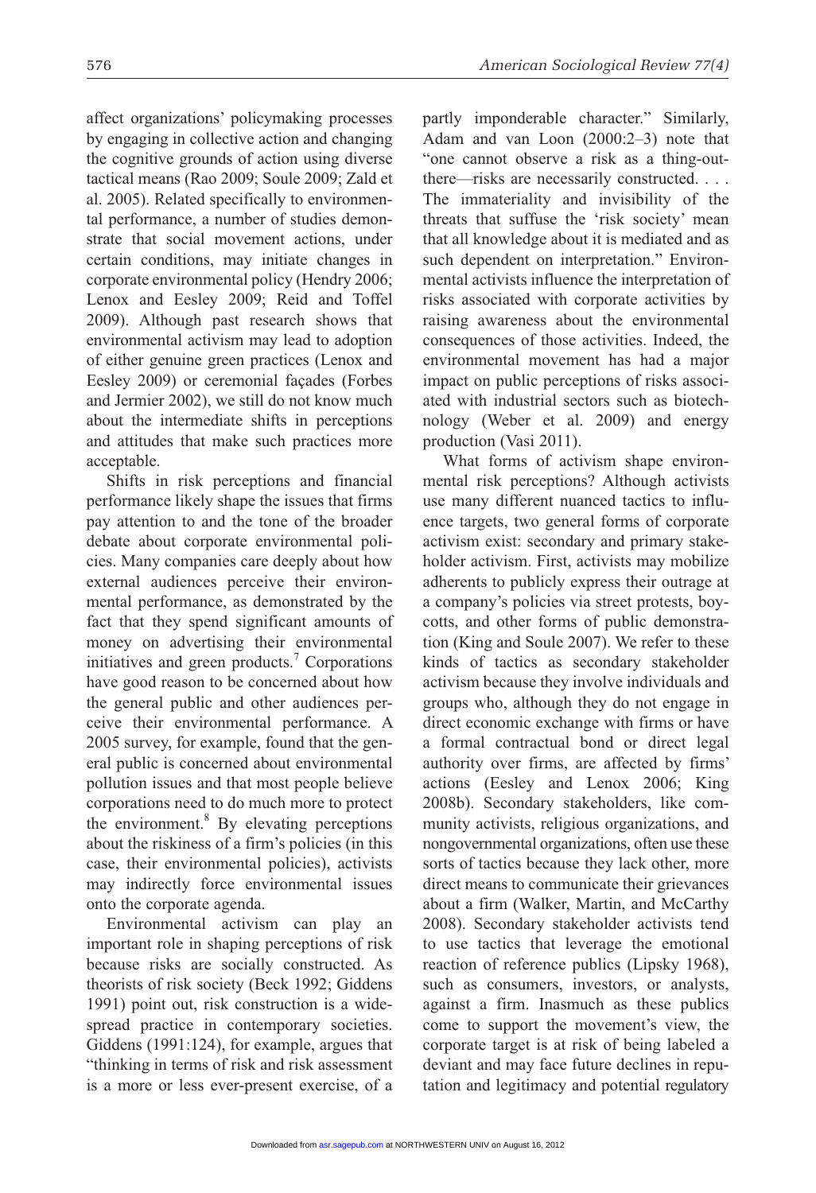affect organizations' policymaking processes by engaging in collective action and changing the cognitive grounds of action using diverse tactical means (Rao 2009; Soule 2009; Zald et al. 2005). Related specifically to environmental performance, a number of studies demonstrate that social movement actions, under certain conditions, may initiate changes in corporate environmental policy (Hendry 2006; Lenox and Eesley 2009; Reid and Toffel 2009). Although past research shows that environmental activism may lead to adoption of either genuine green practices (Lenox and Eesley 2009) or ceremonial façades (Forbes and Jermier 2002), we still do not know much about the intermediate shifts in perceptions and attitudes that make such practices more acceptable.

Shifts in risk perceptions and financial performance likely shape the issues that firms pay attention to and the tone of the broader debate about corporate environmental policies. Many companies care deeply about how external audiences perceive their environmental performance, as demonstrated by the fact that they spend significant amounts of money on advertising their environmental initiatives and green products.[7] Corporations have good reason to be concerned about how the general public and other audiences perceive their environmental performance. A 2005 survey, for example, found that the general public is concerned about environmental pollution issues and that most people believe corporations need to do much more to protect the environment.[8] By elevating perceptions about the riskiness of a firm's policies (in this case, their environmental policies), activists may indirectly force environmental issues onto the corporate agenda.

Environmental activism can play an important role in shaping perceptions of risk because risks are socially constructed. As theorists of risk society (Beck 1992; Giddens 1991) point out, risk construction is a widespread practice in contemporary societies. Giddens (1991:124), for example, argues that "thinking in terms of risk and risk assessment is a more or less ever-present exercise, of a partly imponderable character." Similarly, Adam and van Loon (2000:2–3) note that "one cannot observe a risk as a thing-out-there—risks are necessarily constructed. . . . The immateriality and invisibility of the threats that suffuse the 'risk society' mean that all knowledge about it is mediated and as such dependent on interpretation." Environmental activists influence the interpretation of risks associated with corporate activities by raising awareness about the environmental consequences of those activities. Indeed, the environmental movement has had a major impact on public perceptions of risks associated with industrial sectors such as biotechnology (Weber et al. 2009) and energy production (Vasi 2011).

What forms of activism shape environmental risk perceptions? Although activists use many different nuanced tactics to influence targets, two general forms of corporate activism exist: secondary and primary stakeholder activism. First, activists may mobilize adherents to publicly express their outrage at a company's policies via street protests, boycotts, and other forms of public demonstration (King and Soule 2007). We refer to these kinds of tactics as secondary stakeholder activism because they involve individuals and groups who, although they do not engage in direct economic exchange with firms or have a formal contractual bond or direct legal authority over firms, are affected by firms' actions (Eesley and Lenox 2006; King 2008b). Secondary stakeholders, like community activists, religious organizations, and nongovernmental organizations, often use these sorts of tactics because they lack other, more direct means to communicate their grievances about a firm (Walker, Martin, and McCarthy 2008). Secondary stakeholder activists tend to use tactics that leverage the emotional reaction of reference publics (Lipsky 1968), such as consumers, investors, or analysts, against a firm. Inasmuch as these publics come to support the movement's view, the corporate target is at risk of being labeled a deviant and may face future declines in reputation and legitimacy and potential regulatory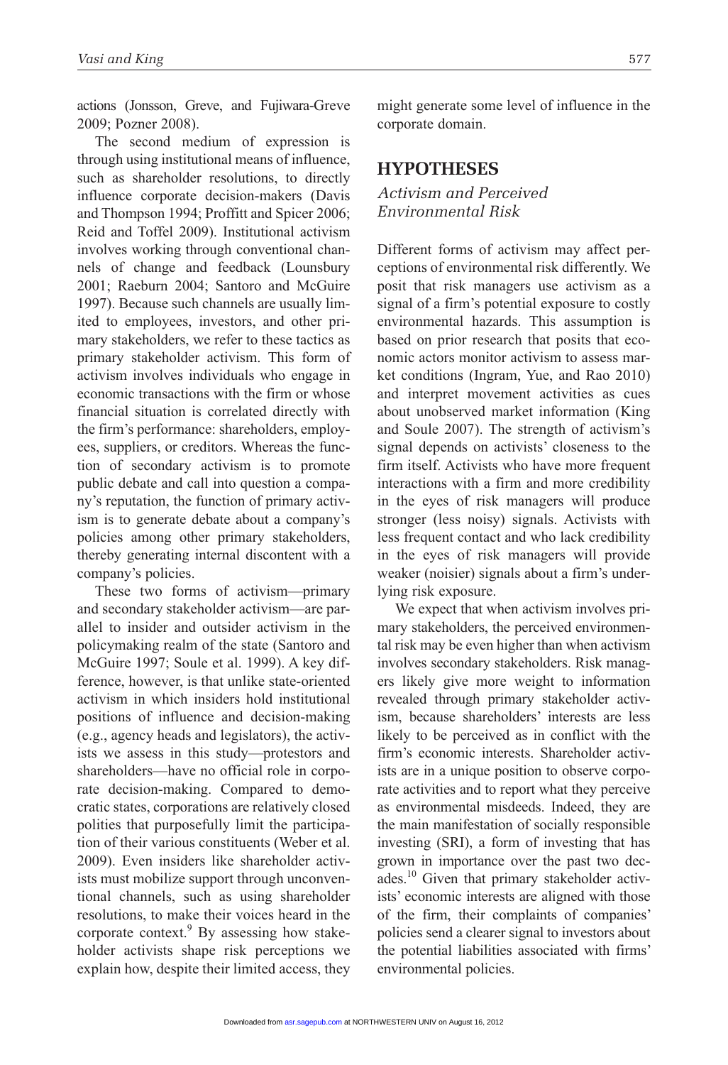actions (Jonsson, Greve, and Fujiwara-Greve 2009; Pozner 2008).

The second medium of expression is through using institutional means of influence, such as shareholder resolutions, to directly influence corporate decision-makers (Davis and Thompson 1994; Proffitt and Spicer 2006; Reid and Toffel 2009). Institutional activism involves working through conventional channels of change and feedback (Lounsbury 2001; Raeburn 2004; Santoro and McGuire 1997). Because such channels are usually limited to employees, investors, and other primary stakeholders, we refer to these tactics as primary stakeholder activism. This form of activism involves individuals who engage in economic transactions with the firm or whose financial situation is correlated directly with the firm's performance: shareholders, employees, suppliers, or creditors. Whereas the function of secondary activism is to promote public debate and call into question a company's reputation, the function of primary activism is to generate debate about a company's policies among other primary stakeholders, thereby generating internal discontent with a company's policies.

These two forms of activism—primary and secondary stakeholder activism—are parallel to insider and outsider activism in the policymaking realm of the state (Santoro and McGuire 1997; Soule et al. 1999). A key difference, however, is that unlike state-oriented activism in which insiders hold institutional positions of influence and decision-making (e.g., agency heads and legislators), the activists we assess in this study—protestors and shareholders—have no official role in corporate decision-making. Compared to democratic states, corporations are relatively closed polities that purposefully limit the participation of their various constituents (Weber et al. 2009). Even insiders like shareholder activists must mobilize support through unconventional channels, such as using shareholder resolutions, to make their voices heard in the corporate context.[9] By assessing how stakeholder activists shape risk perceptions we explain how, despite their limited access, they might generate some level of influence in the corporate domain.

## HYPOTHESES

### *Activism and Perceived Environmental Risk*

Different forms of activism may affect perceptions of environmental risk differently. We posit that risk managers use activism as a signal of a firm's potential exposure to costly environmental hazards. This assumption is based on prior research that posits that economic actors monitor activism to assess market conditions (Ingram, Yue, and Rao 2010) and interpret movement activities as cues about unobserved market information (King and Soule 2007). The strength of activism's signal depends on activists' closeness to the firm itself. Activists who have more frequent interactions with a firm and more credibility in the eyes of risk managers will produce stronger (less noisy) signals. Activists with less frequent contact and who lack credibility in the eyes of risk managers will provide weaker (noisier) signals about a firm's underlying risk exposure.

We expect that when activism involves primary stakeholders, the perceived environmental risk may be even higher than when activism involves secondary stakeholders. Risk managers likely give more weight to information revealed through primary stakeholder activism, because shareholders' interests are less likely to be perceived as in conflict with the firm's economic interests. Shareholder activists are in a unique position to observe corporate activities and to report what they perceive as environmental misdeeds. Indeed, they are the main manifestation of socially responsible investing (SRI), a form of investing that has grown in importance over the past two decades.[10] Given that primary stakeholder activists' economic interests are aligned with those of the firm, their complaints of companies' policies send a clearer signal to investors about the potential liabilities associated with firms' environmental policies.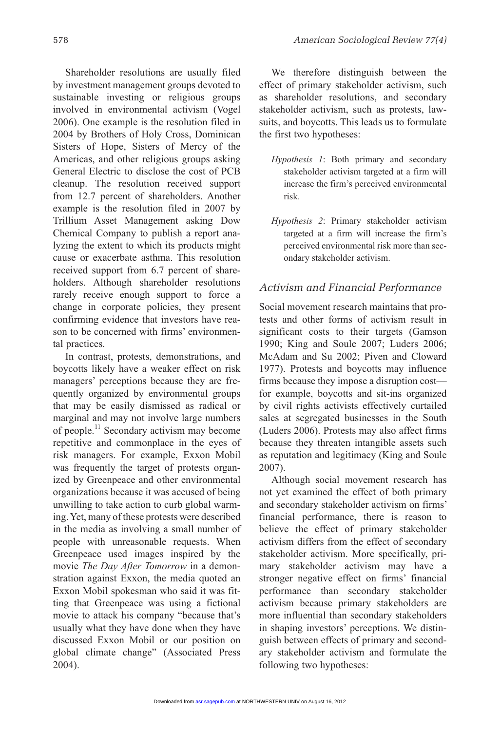Shareholder resolutions are usually filed by investment management groups devoted to sustainable investing or religious groups involved in environmental activism (Vogel 2006). One example is the resolution filed in 2004 by Brothers of Holy Cross, Dominican Sisters of Hope, Sisters of Mercy of the Americas, and other religious groups asking General Electric to disclose the cost of PCB cleanup. The resolution received support from 12.7 percent of shareholders. Another example is the resolution filed in 2007 by Trillium Asset Management asking Dow Chemical Company to publish a report analyzing the extent to which its products might cause or exacerbate asthma. This resolution received support from 6.7 percent of shareholders. Although shareholder resolutions rarely receive enough support to force a change in corporate policies, they present confirming evidence that investors have reason to be concerned with firms' environmental practices.

In contrast, protests, demonstrations, and boycotts likely have a weaker effect on risk managers' perceptions because they are frequently organized by environmental groups that may be easily dismissed as radical or marginal and may not involve large numbers of people.[11] Secondary activism may become repetitive and commonplace in the eyes of risk managers. For example, Exxon Mobil was frequently the target of protests organized by Greenpeace and other environmental organizations because it was accused of being unwilling to take action to curb global warming. Yet, many of these protests were described in the media as involving a small number of people with unreasonable requests. When Greenpeace used images inspired by the movie *The Day After Tomorrow* in a demonstration against Exxon, the media quoted an Exxon Mobil spokesman who said it was fitting that Greenpeace was using a fictional movie to attack his company "because that's usually what they have done when they have discussed Exxon Mobil or our position on global climate change" (Associated Press 2004).

We therefore distinguish between the effect of primary stakeholder activism, such as shareholder resolutions, and secondary stakeholder activism, such as protests, lawsuits, and boycotts. This leads us to formulate the first two hypotheses:

> *Hypothesis 1*: Both primary and secondary stakeholder activism targeted at a firm will increase the firm's perceived environmental risk.

> *Hypothesis 2*: Primary stakeholder activism targeted at a firm will increase the firm's perceived environmental risk more than secondary stakeholder activism.

### *Activism and Financial Performance*

Social movement research maintains that protests and other forms of activism result in significant costs to their targets (Gamson 1990; King and Soule 2007; Luders 2006; McAdam and Su 2002; Piven and Cloward 1977). Protests and boycotts may influence firms because they impose a disruption cost—for example, boycotts and sit-ins organized by civil rights activists effectively curtailed sales at segregated businesses in the South (Luders 2006). Protests may also affect firms because they threaten intangible assets such as reputation and legitimacy (King and Soule 2007).

Although social movement research has not yet examined the effect of both primary and secondary stakeholder activism on firms' financial performance, there is reason to believe the effect of primary stakeholder activism differs from the effect of secondary stakeholder activism. More specifically, primary stakeholder activism may have a stronger negative effect on firms' financial performance than secondary stakeholder activism because primary stakeholders are more influential than secondary stakeholders in shaping investors' perceptions. We distinguish between effects of primary and secondary stakeholder activism and formulate the following two hypotheses: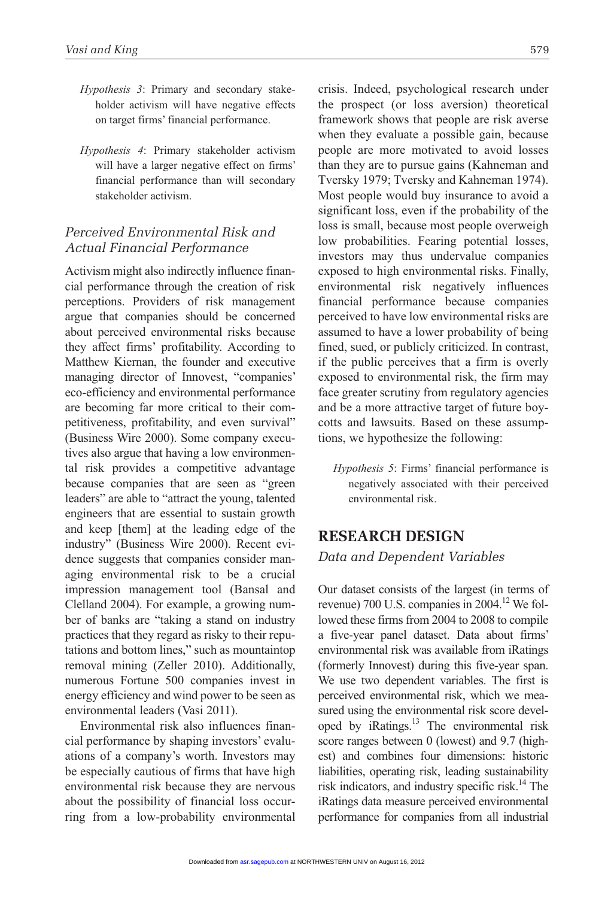*Hypothesis 3*: Primary and secondary stakeholder activism will have negative effects on target firms' financial performance.

*Hypothesis 4*: Primary stakeholder activism will have a larger negative effect on firms' financial performance than will secondary stakeholder activism.

### *Perceived Environmental Risk and Actual Financial Performance*

Activism might also indirectly influence financial performance through the creation of risk perceptions. Providers of risk management argue that companies should be concerned about perceived environmental risks because they affect firms' profitability. According to Matthew Kiernan, the founder and executive managing director of Innovest, "companies' eco-efficiency and environmental performance are becoming far more critical to their competitiveness, profitability, and even survival" (Business Wire 2000). Some company executives also argue that having a low environmental risk provides a competitive advantage because companies that are seen as "green leaders" are able to "attract the young, talented engineers that are essential to sustain growth and keep [them] at the leading edge of the industry" (Business Wire 2000). Recent evidence suggests that companies consider managing environmental risk to be a crucial impression management tool (Bansal and Clelland 2004). For example, a growing number of banks are "taking a stand on industry practices that they regard as risky to their reputations and bottom lines," such as mountaintop removal mining (Zeller 2010). Additionally, numerous Fortune 500 companies invest in energy efficiency and wind power to be seen as environmental leaders (Vasi 2011).

Environmental risk also influences financial performance by shaping investors' evaluations of a company's worth. Investors may be especially cautious of firms that have high environmental risk because they are nervous about the possibility of financial loss occurring from a low-probability environmental crisis. Indeed, psychological research under the prospect (or loss aversion) theoretical framework shows that people are risk averse when they evaluate a possible gain, because people are more motivated to avoid losses than they are to pursue gains (Kahneman and Tversky 1979; Tversky and Kahneman 1974). Most people would buy insurance to avoid a significant loss, even if the probability of the loss is small, because most people overweigh low probabilities. Fearing potential losses, investors may thus undervalue companies exposed to high environmental risks. Finally, environmental risk negatively influences financial performance because companies perceived to have low environmental risks are assumed to have a lower probability of being fined, sued, or publicly criticized. In contrast, if the public perceives that a firm is overly exposed to environmental risk, the firm may face greater scrutiny from regulatory agencies and be a more attractive target of future boycotts and lawsuits. Based on these assumptions, we hypothesize the following:

*Hypothesis 5*: Firms' financial performance is negatively associated with their perceived environmental risk.

## RESEARCH DESIGN

### *Data and Dependent Variables*

Our dataset consists of the largest (in terms of revenue) 700 U.S. companies in 2004.[12] We followed these firms from 2004 to 2008 to compile a five-year panel dataset. Data about firms' environmental risk was available from iRatings (formerly Innovest) during this five-year span. We use two dependent variables. The first is perceived environmental risk, which we measured using the environmental risk score developed by iRatings.[13] The environmental risk score ranges between 0 (lowest) and 9.7 (highest) and combines four dimensions: historic liabilities, operating risk, leading sustainability risk indicators, and industry specific risk.[14] The iRatings data measure perceived environmental performance for companies from all industrial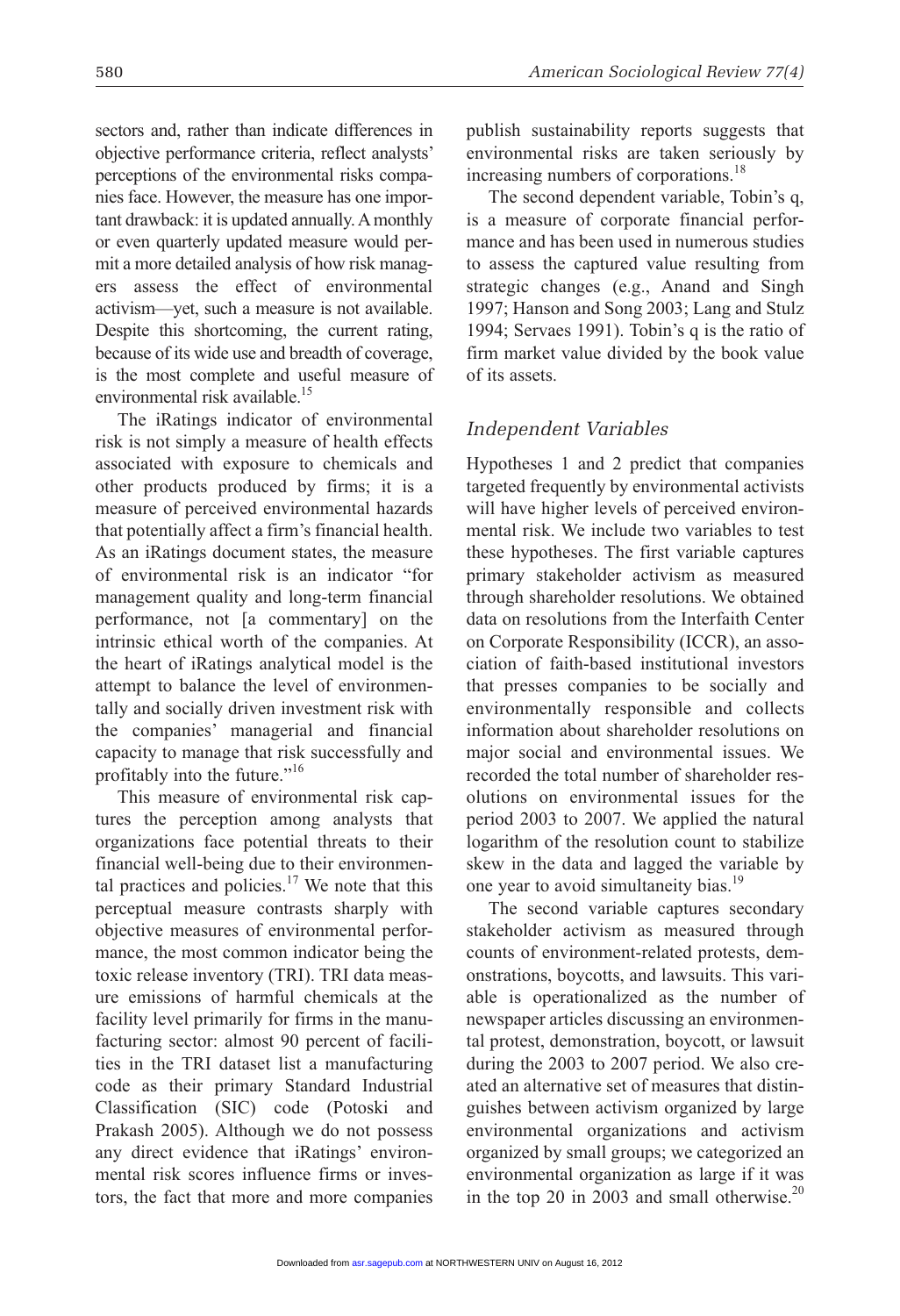sectors and, rather than indicate differences in objective performance criteria, reflect analysts' perceptions of the environmental risks companies face. However, the measure has one important drawback: it is updated annually. A monthly or even quarterly updated measure would permit a more detailed analysis of how risk managers assess the effect of environmental activism—yet, such a measure is not available. Despite this shortcoming, the current rating, because of its wide use and breadth of coverage, is the most complete and useful measure of environmental risk available.[15]

The iRatings indicator of environmental risk is not simply a measure of health effects associated with exposure to chemicals and other products produced by firms; it is a measure of perceived environmental hazards that potentially affect a firm's financial health. As an iRatings document states, the measure of environmental risk is an indicator "for management quality and long-term financial performance, not [a commentary] on the intrinsic ethical worth of the companies. At the heart of iRatings analytical model is the attempt to balance the level of environmentally and socially driven investment risk with the companies' managerial and financial capacity to manage that risk successfully and profitably into the future."[16]

This measure of environmental risk captures the perception among analysts that organizations face potential threats to their financial well-being due to their environmental practices and policies.[17] We note that this perceptual measure contrasts sharply with objective measures of environmental performance, the most common indicator being the toxic release inventory (TRI). TRI data measure emissions of harmful chemicals at the facility level primarily for firms in the manufacturing sector: almost 90 percent of facilities in the TRI dataset list a manufacturing code as their primary Standard Industrial Classification (SIC) code (Potoski and Prakash 2005). Although we do not possess any direct evidence that iRatings' environmental risk scores influence firms or investors, the fact that more and more companies publish sustainability reports suggests that environmental risks are taken seriously by increasing numbers of corporations.[18]

The second dependent variable, Tobin's q, is a measure of corporate financial performance and has been used in numerous studies to assess the captured value resulting from strategic changes (e.g., Anand and Singh 1997; Hanson and Song 2003; Lang and Stulz 1994; Servaes 1991). Tobin's q is the ratio of firm market value divided by the book value of its assets.

### *Independent Variables*

Hypotheses 1 and 2 predict that companies targeted frequently by environmental activists will have higher levels of perceived environmental risk. We include two variables to test these hypotheses. The first variable captures primary stakeholder activism as measured through shareholder resolutions. We obtained data on resolutions from the Interfaith Center on Corporate Responsibility (ICCR), an association of faith-based institutional investors that presses companies to be socially and environmentally responsible and collects information about shareholder resolutions on major social and environmental issues. We recorded the total number of shareholder resolutions on environmental issues for the period 2003 to 2007. We applied the natural logarithm of the resolution count to stabilize skew in the data and lagged the variable by one year to avoid simultaneity bias.[19]

The second variable captures secondary stakeholder activism as measured through counts of environment-related protests, demonstrations, boycotts, and lawsuits. This variable is operationalized as the number of newspaper articles discussing an environmental protest, demonstration, boycott, or lawsuit during the 2003 to 2007 period. We also created an alternative set of measures that distinguishes between activism organized by large environmental organizations and activism organized by small groups; we categorized an environmental organization as large if it was in the top 20 in 2003 and small otherwise.[20]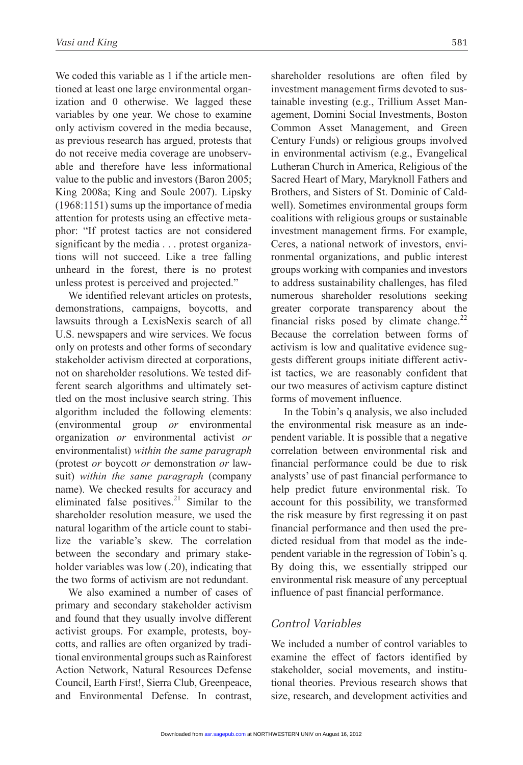We coded this variable as 1 if the article mentioned at least one large environmental organization and 0 otherwise. We lagged these variables by one year. We chose to examine only activism covered in the media because, as previous research has argued, protests that do not receive media coverage are unobservable and therefore have less informational value to the public and investors (Baron 2005; King 2008a; King and Soule 2007). Lipsky (1968:1151) sums up the importance of media attention for protests using an effective metaphor: "If protest tactics are not considered significant by the media . . . protest organizations will not succeed. Like a tree falling unheard in the forest, there is no protest unless protest is perceived and projected."

We identified relevant articles on protests, demonstrations, campaigns, boycotts, and lawsuits through a LexisNexis search of all U.S. newspapers and wire services. We focus only on protests and other forms of secondary stakeholder activism directed at corporations, not on shareholder resolutions. We tested different search algorithms and ultimately settled on the most inclusive search string. This algorithm included the following elements: (environmental group *or* environmental organization *or* environmental activist *or* environmentalist) *within the same paragraph* (protest *or* boycott *or* demonstration *or* lawsuit) *within the same paragraph* (company name). We checked results for accuracy and eliminated false positives.[21] Similar to the shareholder resolution measure, we used the natural logarithm of the article count to stabilize the variable's skew. The correlation between the secondary and primary stakeholder variables was low (.20), indicating that the two forms of activism are not redundant.

We also examined a number of cases of primary and secondary stakeholder activism and found that they usually involve different activist groups. For example, protests, boycotts, and rallies are often organized by traditional environmental groups such as Rainforest Action Network, Natural Resources Defense Council, Earth First!, Sierra Club, Greenpeace, and Environmental Defense. In contrast, shareholder resolutions are often filed by investment management firms devoted to sustainable investing (e.g., Trillium Asset Management, Domini Social Investments, Boston Common Asset Management, and Green Century Funds) or religious groups involved in environmental activism (e.g., Evangelical Lutheran Church in America, Religious of the Sacred Heart of Mary, Maryknoll Fathers and Brothers, and Sisters of St. Dominic of Caldwell). Sometimes environmental groups form coalitions with religious groups or sustainable investment management firms. For example, Ceres, a national network of investors, environmental organizations, and public interest groups working with companies and investors to address sustainability challenges, has filed numerous shareholder resolutions seeking greater corporate transparency about the financial risks posed by climate change.[22] Because the correlation between forms of activism is low and qualitative evidence suggests different groups initiate different activist tactics, we are reasonably confident that our two measures of activism capture distinct forms of movement influence.

In the Tobin's q analysis, we also included the environmental risk measure as an independent variable. It is possible that a negative correlation between environmental risk and financial performance could be due to risk analysts' use of past financial performance to help predict future environmental risk. To account for this possibility, we transformed the risk measure by first regressing it on past financial performance and then used the predicted residual from that model as the independent variable in the regression of Tobin's q. By doing this, we essentially stripped our environmental risk measure of any perceptual influence of past financial performance.

## Control Variables

We included a number of control variables to examine the effect of factors identified by stakeholder, social movements, and institutional theories. Previous research shows that size, research, and development activities and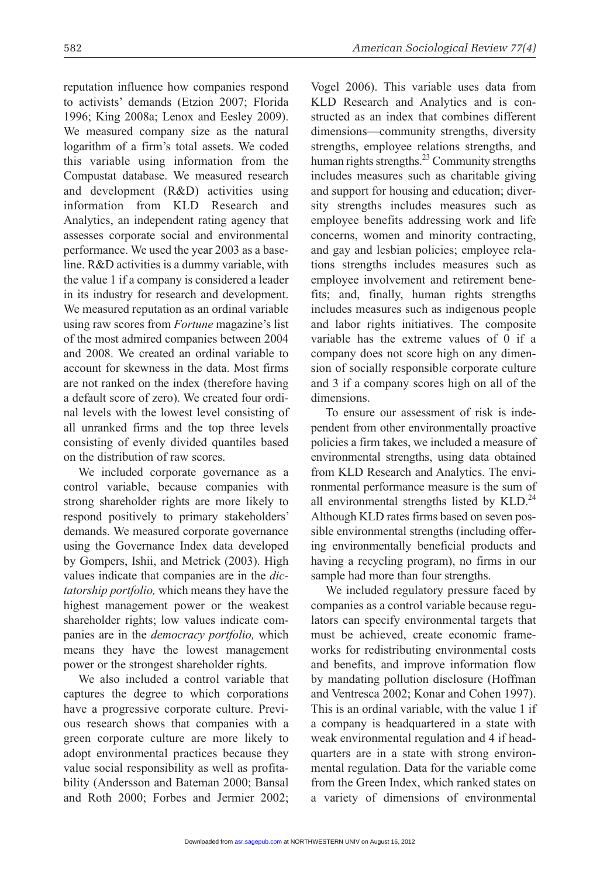reputation influence how companies respond to activists' demands (Etzion 2007; Florida 1996; King 2008a; Lenox and Eesley 2009). We measured company size as the natural logarithm of a firm's total assets. We coded this variable using information from the Compustat database. We measured research and development (R&D) activities using information from KLD Research and Analytics, an independent rating agency that assesses corporate social and environmental performance. We used the year 2003 as a baseline. R&D activities is a dummy variable, with the value 1 if a company is considered a leader in its industry for research and development. We measured reputation as an ordinal variable using raw scores from *Fortune* magazine's list of the most admired companies between 2004 and 2008. We created an ordinal variable to account for skewness in the data. Most firms are not ranked on the index (therefore having a default score of zero). We created four ordinal levels with the lowest level consisting of all unranked firms and the top three levels consisting of evenly divided quantiles based on the distribution of raw scores.

We included corporate governance as a control variable, because companies with strong shareholder rights are more likely to respond positively to primary stakeholders' demands. We measured corporate governance using the Governance Index data developed by Gompers, Ishii, and Metrick (2003). High values indicate that companies are in the *dictatorship portfolio,* which means they have the highest management power or the weakest shareholder rights; low values indicate companies are in the *democracy portfolio,* which means they have the lowest management power or the strongest shareholder rights.

We also included a control variable that captures the degree to which corporations have a progressive corporate culture. Previous research shows that companies with a green corporate culture are more likely to adopt environmental practices because they value social responsibility as well as profitability (Andersson and Bateman 2000; Bansal and Roth 2000; Forbes and Jermier 2002; Vogel 2006). This variable uses data from KLD Research and Analytics and is constructed as an index that combines different dimensions—community strengths, diversity strengths, employee relations strengths, and human rights strengths.[23] Community strengths includes measures such as charitable giving and support for housing and education; diversity strengths includes measures such as employee benefits addressing work and life concerns, women and minority contracting, and gay and lesbian policies; employee relations strengths includes measures such as employee involvement and retirement benefits; and, finally, human rights strengths includes measures such as indigenous people and labor rights initiatives. The composite variable has the extreme values of 0 if a company does not score high on any dimension of socially responsible corporate culture and 3 if a company scores high on all of the dimensions.

To ensure our assessment of risk is independent from other environmentally proactive policies a firm takes, we included a measure of environmental strengths, using data obtained from KLD Research and Analytics. The environmental performance measure is the sum of all environmental strengths listed by KLD.[24] Although KLD rates firms based on seven possible environmental strengths (including offering environmentally beneficial products and having a recycling program), no firms in our sample had more than four strengths.

We included regulatory pressure faced by companies as a control variable because regulators can specify environmental targets that must be achieved, create economic frameworks for redistributing environmental costs and benefits, and improve information flow by mandating pollution disclosure (Hoffman and Ventresca 2002; Konar and Cohen 1997). This is an ordinal variable, with the value 1 if a company is headquartered in a state with weak environmental regulation and 4 if headquarters are in a state with strong environmental regulation. Data for the variable come from the Green Index, which ranked states on a variety of dimensions of environmental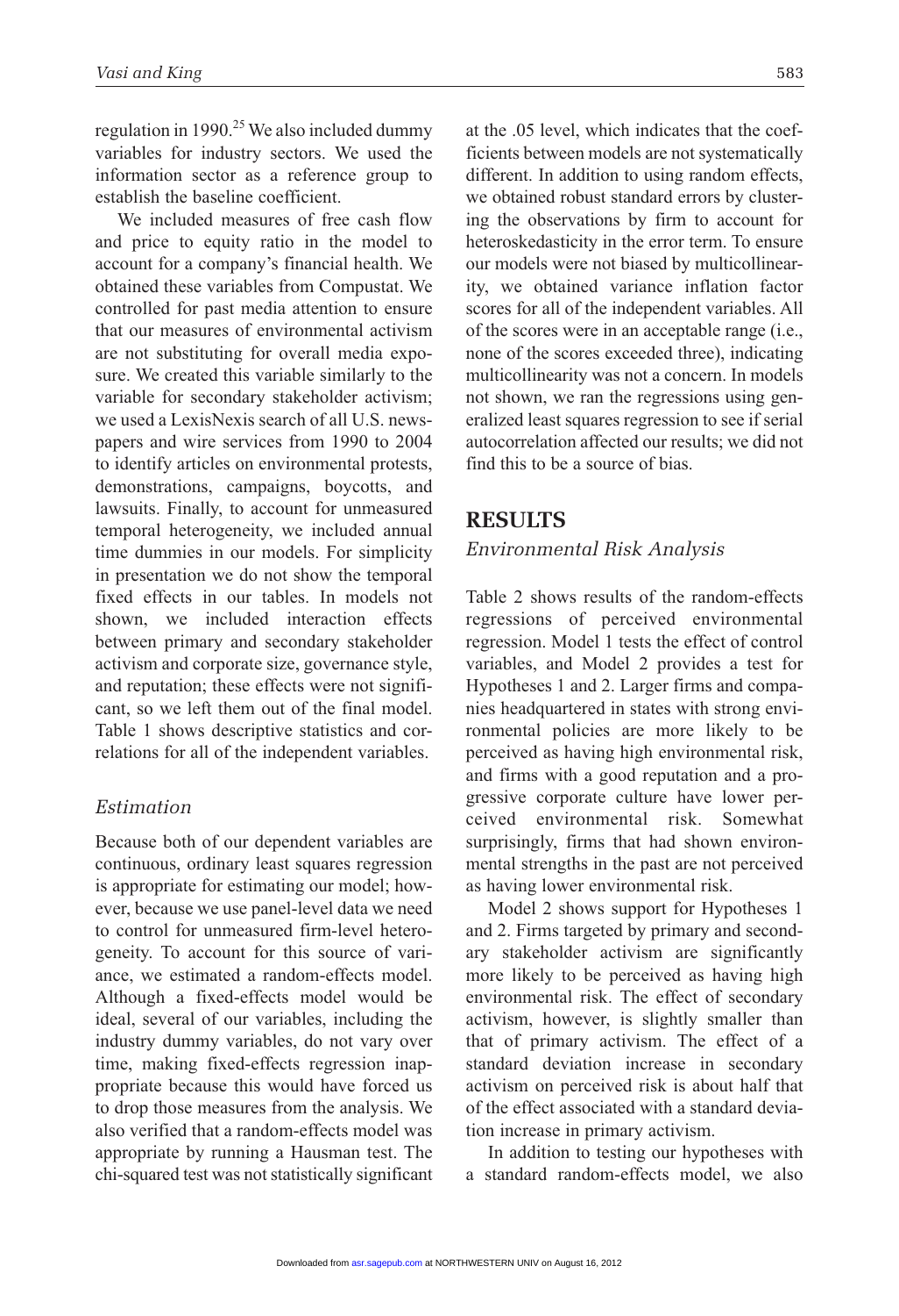regulation in 1990.[25] We also included dummy variables for industry sectors. We used the information sector as a reference group to establish the baseline coefficient.

We included measures of free cash flow and price to equity ratio in the model to account for a company's financial health. We obtained these variables from Compustat. We controlled for past media attention to ensure that our measures of environmental activism are not substituting for overall media exposure. We created this variable similarly to the variable for secondary stakeholder activism; we used a LexisNexis search of all U.S. newspapers and wire services from 1990 to 2004 to identify articles on environmental protests, demonstrations, campaigns, boycotts, and lawsuits. Finally, to account for unmeasured temporal heterogeneity, we included annual time dummies in our models. For simplicity in presentation we do not show the temporal fixed effects in our tables. In models not shown, we included interaction effects between primary and secondary stakeholder activism and corporate size, governance style, and reputation; these effects were not significant, so we left them out of the final model. Table 1 shows descriptive statistics and correlations for all of the independent variables.

### *Estimation*

Because both of our dependent variables are continuous, ordinary least squares regression is appropriate for estimating our model; however, because we use panel-level data we need to control for unmeasured firm-level heterogeneity. To account for this source of variance, we estimated a random-effects model. Although a fixed-effects model would be ideal, several of our variables, including the industry dummy variables, do not vary over time, making fixed-effects regression inappropriate because this would have forced us to drop those measures from the analysis. We also verified that a random-effects model was appropriate by running a Hausman test. The chi-squared test was not statistically significant at the .05 level, which indicates that the coefficients between models are not systematically different. In addition to using random effects, we obtained robust standard errors by clustering the observations by firm to account for heteroskedasticity in the error term. To ensure our models were not biased by multicollinearity, we obtained variance inflation factor scores for all of the independent variables. All of the scores were in an acceptable range (i.e., none of the scores exceeded three), indicating multicollinearity was not a concern. In models not shown, we ran the regressions using generalized least squares regression to see if serial autocorrelation affected our results; we did not find this to be a source of bias.

## RESULTS

### *Environmental Risk Analysis*

Table 2 shows results of the random-effects regressions of perceived environmental regression. Model 1 tests the effect of control variables, and Model 2 provides a test for Hypotheses 1 and 2. Larger firms and companies headquartered in states with strong environmental policies are more likely to be perceived as having high environmental risk, and firms with a good reputation and a progressive corporate culture have lower perceived environmental risk. Somewhat surprisingly, firms that had shown environmental strengths in the past are not perceived as having lower environmental risk.

Model 2 shows support for Hypotheses 1 and 2. Firms targeted by primary and secondary stakeholder activism are significantly more likely to be perceived as having high environmental risk. The effect of secondary activism, however, is slightly smaller than that of primary activism. The effect of a standard deviation increase in secondary activism on perceived risk is about half that of the effect associated with a standard deviation increase in primary activism.

In addition to testing our hypotheses with a standard random-effects model, we also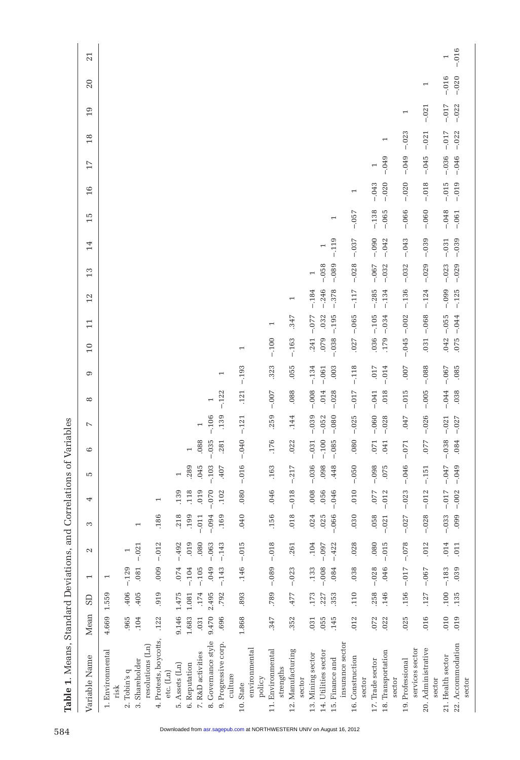**Table 1.** Means, Standard Deviations, and Correlations of Variables

| Variable Name | Mean | SD | 1 | 2 | 3 | 4 | 5 | 6 | 7 | 8 | 9 | 10 | 11 | 12 | 13 | 14 | 15 | 16 | 17 | 18 | 19 | 20 | 21 |
|---|---|---|---|---|---|---|---|---|---|---|---|---|---|---|---|---|---|---|---|---|---|---|---|
| 1. Environmental risk | 4.669 | 1.559 | 1 | | | | | | | | | | | | | | | | | | | | |
| 2. Tobin's q | .965 | .406 | −.129 | 1 | | | | | | | | | | | | | | | | | | | |
| 3. Shareholder resolutions (Ln) | .104 | .405 | .081 | −.021 | 1 | | | | | | | | | | | | | | | | | | |
| 4. Protests, boycotts, etc. (Ln) | .122 | .919 | .009 | −.012 | .186 | 1 | | | | | | | | | | | | | | | | | |
| 5. Assets (Ln) | 9.146 | 1.475 | .074 | −.492 | .218 | .139 | 1 | | | | | | | | | | | | | | | | |
| 6. Reputation | 1.683 | 1.081 | −.104 | .019 | .199 | .118 | .289 | 1 | | | | | | | | | | | | | | | |
| 7. R&D activities | .031 | .174 | −.105 | .080 | −.011 | .019 | .045 | .088 | 1 | | | | | | | | | | | | | | |
| 8. Governance style | 9.470 | 2.495 | .049 | −.063 | −.094 | −.070 | −.103 | −.035 | −.106 | 1 | | | | | | | | | | | | | |
| 9. Progressive corp. culture | .696 | .792 | −.143 | −.143 | .169 | .102 | .407 | .281 | .139 | −.122 | 1 | | | | | | | | | | | | |
| 10. State environmental policy | 1.868 | .893 | .146 | −.015 | .040 | .080 | −.016 | −.040 | −.121 | .121 | −.193 | 1 | | | | | | | | | | | |
| 11. Environmental strengths | .347 | .789 | −.089 | −.018 | .156 | .046 | .163 | .176 | .259 | −.007 | .323 | −.100 | 1 | | | | | | | | | | |
| 12. Manufacturing sector | .352 | .477 | −.023 | .261 | .018 | −.018 | −.217 | .022 | .144 | .088 | .055 | −.163 | .347 | 1 | | | | | | | | | |
| 13. Mining sector | .031 | .173 | .133 | .104 | .024 | .008 | −.036 | −.031 | −.039 | −.008 | −.134 | .241 | −.077 | −.184 | 1 | | | | | | | | |
| 14. Utilities sector | .055 | .227 | −.008 | −.097 | .025 | .056 | .098 | −.100 | −.052 | .014 | −.061 | .079 | .032 | −.246 | −.058 | 1 | | | | | | | |
| 15. Finance and insurance sector | .145 | .353 | .084 | −.422 | −.066 | −.046 | .448 | −.085 | −.080 | −.028 | .003 | −.038 | −.195 | −.378 | −.089 | −.119 | 1 | | | | | | |
| 16. Construction sector | .012 | .110 | .038 | .028 | .030 | .010 | −.050 | .080 | −.025 | −.017 | −.118 | .027 | −.065 | −.117 | −.028 | −.037 | −.057 | 1 | | | | | |
| 17. Trade sector | .072 | .258 | −.028 | .080 | .058 | .077 | −.098 | .071 | −.060 | −.041 | .017 | .036 | −.105 | −.285 | −.067 | −.090 | −.138 | −.043 | 1 | | | | |
| 18. Transportation sector | .022 | .146 | .046 | −.015 | −.021 | −.012 | .075 | .041 | −.028 | .018 | −.014 | .179 | −.034 | −.134 | −.032 | −.042 | −.065 | −.020 | −.049 | 1 | | | |
| 19. Professional services sector | .025 | .156 | −.017 | −.078 | −.027 | −.023 | −.046 | −.071 | .047 | −.015 | .007 | −.045 | −.002 | −.136 | −.032 | −.043 | −.066 | −.020 | −.049 | −.023 | 1 | | |
| 20. Administrative sector | .016 | .127 | −.067 | .012 | −.028 | −.012 | −.151 | .077 | −.026 | −.005 | −.088 | .031 | −.068 | −.124 | −.029 | −.039 | −.060 | −.018 | −.045 | −.021 | −.021 | 1 | |
| 21. Health sector | .010 | .100 | −.183 | .014 | −.033 | −.017 | −.047 | −.038 | −.021 | −.044 | −.067 | .042 | −.055 | −.099 | −.023 | −.031 | −.048 | −.015 | −.036 | −.017 | −.017 | −.016 | 1 |
| 22. Accommodation sector | .019 | .135 | .039 | .011 | .099 | −.002 | −.049 | .084 | −.027 | .038 | .085 | .075 | −.044 | −.125 | −.029 | −.039 | −.061 | −.019 | −.046 | −.022 | −.022 | −.020 | −.016 |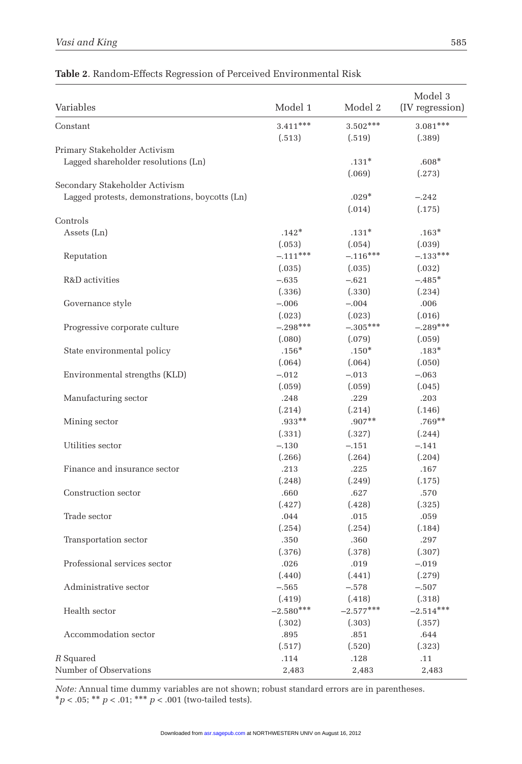**Table 2**. Random-Effects Regression of Perceived Environmental Risk

| Variables | Model 1 | Model 2 | Model 3 (IV regression) |
|---|---|---|---|
| Constant | 3.411*** | 3.502*** | 3.081*** |
| | (.513) | (.519) | (.389) |
| Primary Stakeholder Activism | | | |
| Lagged shareholder resolutions (Ln) | | .131* | .608* |
| | | (.069) | (.273) |
| Secondary Stakeholder Activism | | | |
| Lagged protests, demonstrations, boycotts (Ln) | | .029* | −.242 |
| | | (.014) | (.175) |
| Controls | | | |
| Assets (Ln) | .142* | .131* | .163* |
| | (.053) | (.054) | (.039) |
| Reputation | −.111*** | −.116*** | −.133*** |
| | (.035) | (.035) | (.032) |
| R&D activities | −.635 | −.621 | −.485* |
| | (.336) | (.330) | (.234) |
| Governance style | −.006 | −.004 | .006 |
| | (.023) | (.023) | (.016) |
| Progressive corporate culture | −.298*** | −.305*** | −.289*** |
| | (.080) | (.079) | (.059) |
| State environmental policy | .156* | .150* | .183* |
| | (.064) | (.064) | (.050) |
| Environmental strengths (KLD) | −.012 | −.013 | −.063 |
| | (.059) | (.059) | (.045) |
| Manufacturing sector | .248 | .229 | .203 |
| | (.214) | (.214) | (.146) |
| Mining sector | .933** | .907** | .769** |
| | (.331) | (.327) | (.244) |
| Utilities sector | −.130 | −.151 | −.141 |
| | (.266) | (.264) | (.204) |
| Finance and insurance sector | .213 | .225 | .167 |
| | (.248) | (.249) | (.175) |
| Construction sector | .660 | .627 | .570 |
| | (.427) | (.428) | (.325) |
| Trade sector | .044 | .015 | .059 |
| | (.254) | (.254) | (.184) |
| Transportation sector | .350 | .360 | .297 |
| | (.376) | (.378) | (.307) |
| Professional services sector | .026 | .019 | −.019 |
| | (.440) | (.441) | (.279) |
| Administrative sector | −.565 | −.578 | −.507 |
| | (.419) | (.418) | (.318) |
| Health sector | −2.580*** | −2.577*** | −2.514*** |
| | (.302) | (.303) | (.357) |
| Accommodation sector | .895 | .851 | .644 |
| | (.517) | (.520) | (.323) |
| *R* Squared | .114 | .128 | .11 |
| Number of Observations | 2,483 | 2,483 | 2,483 |

*Note:* Annual time dummy variables are not shown; robust standard errors are in parentheses.
*$p < .05$; ** $p < .01$; *** $p < .001$ (two-tailed tests).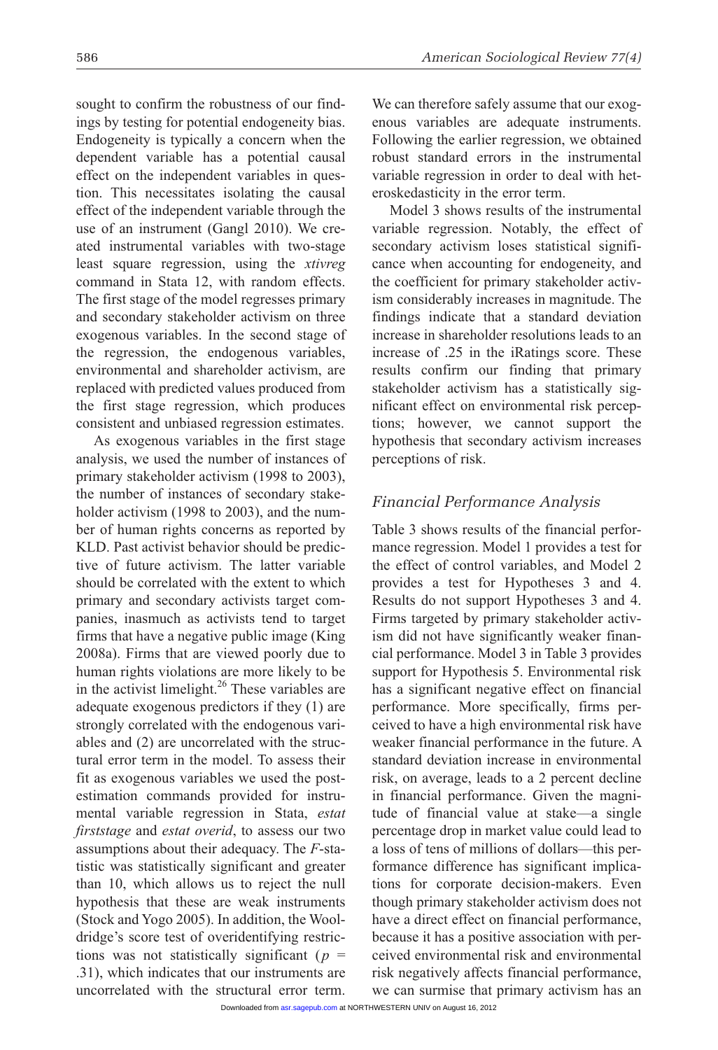sought to confirm the robustness of our findings by testing for potential endogeneity bias. Endogeneity is typically a concern when the dependent variable has a potential causal effect on the independent variables in question. This necessitates isolating the causal effect of the independent variable through the use of an instrument (Gangl 2010). We created instrumental variables with two-stage least square regression, using the *xtivreg* command in Stata 12, with random effects. The first stage of the model regresses primary and secondary stakeholder activism on three exogenous variables. In the second stage of the regression, the endogenous variables, environmental and shareholder activism, are replaced with predicted values produced from the first stage regression, which produces consistent and unbiased regression estimates.

As exogenous variables in the first stage analysis, we used the number of instances of primary stakeholder activism (1998 to 2003), the number of instances of secondary stakeholder activism (1998 to 2003), and the number of human rights concerns as reported by KLD. Past activist behavior should be predictive of future activism. The latter variable should be correlated with the extent to which primary and secondary activists target companies, inasmuch as activists tend to target firms that have a negative public image (King 2008a). Firms that are viewed poorly due to human rights violations are more likely to be in the activist limelight.[26] These variables are adequate exogenous predictors if they (1) are strongly correlated with the endogenous variables and (2) are uncorrelated with the structural error term in the model. To assess their fit as exogenous variables we used the post-estimation commands provided for instrumental variable regression in Stata, *estat firststage* and *estat overid*, to assess our two assumptions about their adequacy. The $F$-statistic was statistically significant and greater than 10, which allows us to reject the null hypothesis that these are weak instruments (Stock and Yogo 2005). In addition, the Wooldridge's score test of overidentifying restrictions was not statistically significant ($p$ = .31), which indicates that our instruments are uncorrelated with the structural error term. We can therefore safely assume that our exogenous variables are adequate instruments. Following the earlier regression, we obtained robust standard errors in the instrumental variable regression in order to deal with heteroskedasticity in the error term.

Model 3 shows results of the instrumental variable regression. Notably, the effect of secondary activism loses statistical significance when accounting for endogeneity, and the coefficient for primary stakeholder activism considerably increases in magnitude. The findings indicate that a standard deviation increase in shareholder resolutions leads to an increase of .25 in the iRatings score. These results confirm our finding that primary stakeholder activism has a statistically significant effect on environmental risk perceptions; however, we cannot support the hypothesis that secondary activism increases perceptions of risk.

### *Financial Performance Analysis*

Table 3 shows results of the financial performance regression. Model 1 provides a test for the effect of control variables, and Model 2 provides a test for Hypotheses 3 and 4. Results do not support Hypotheses 3 and 4. Firms targeted by primary stakeholder activism did not have significantly weaker financial performance. Model 3 in Table 3 provides support for Hypothesis 5. Environmental risk has a significant negative effect on financial performance. More specifically, firms perceived to have a high environmental risk have weaker financial performance in the future. A standard deviation increase in environmental risk, on average, leads to a 2 percent decline in financial performance. Given the magnitude of financial value at stake—a single percentage drop in market value could lead to a loss of tens of millions of dollars—this performance difference has significant implications for corporate decision-makers. Even though primary stakeholder activism does not have a direct effect on financial performance, because it has a positive association with perceived environmental risk and environmental risk negatively affects financial performance, we can surmise that primary activism has an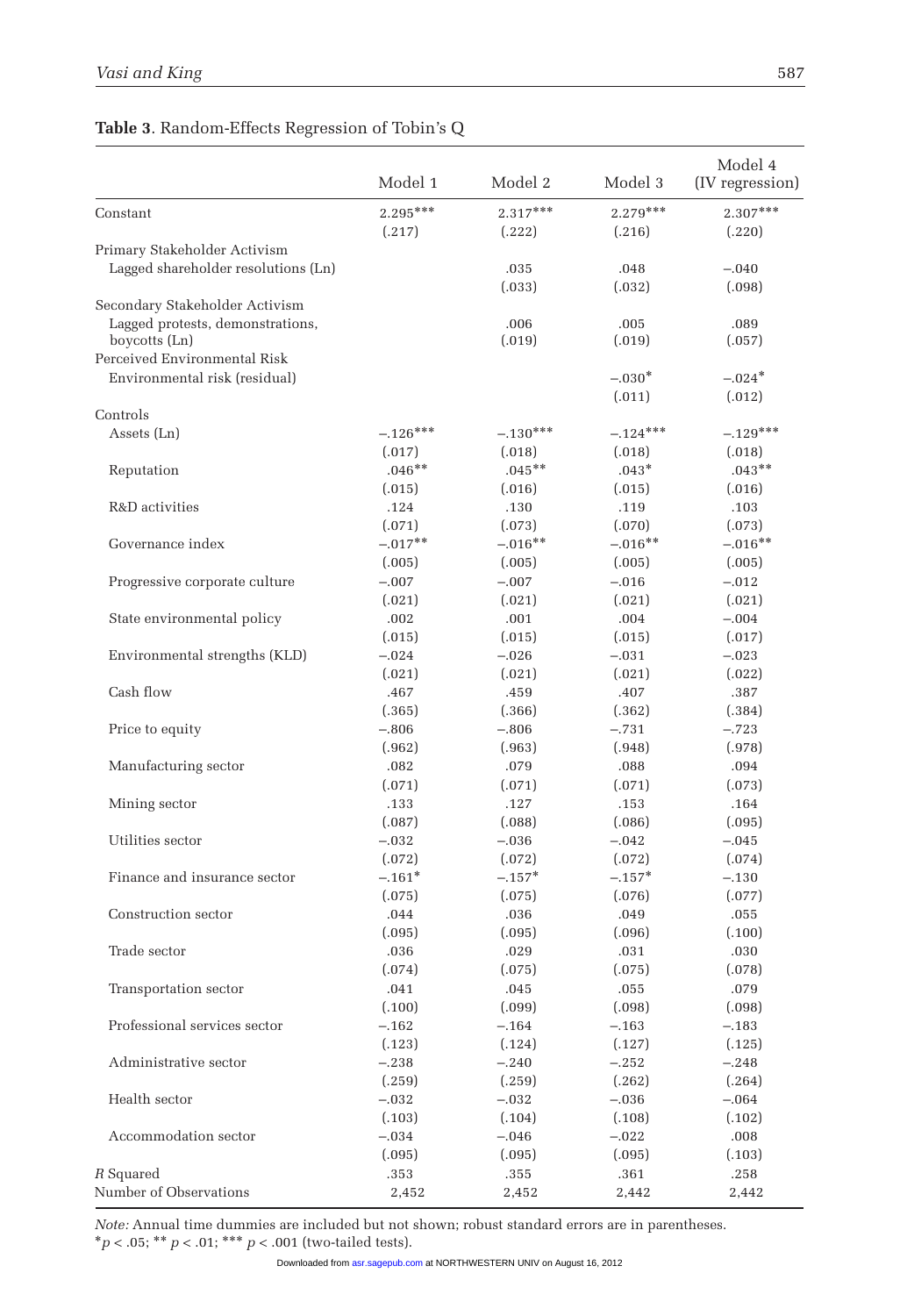**Table 3**. Random-Effects Regression of Tobin's Q

| | Model 1 | Model 2 | Model 3 | Model 4 (IV regression) |
|---|---|---|---|---|
| Constant | 2.295*** | 2.317*** | 2.279*** | 2.307*** |
| | (.217) | (.222) | (.216) | (.220) |
| Primary Stakeholder Activism | | | | |
| Lagged shareholder resolutions (Ln) | | .035 | .048 | −.040 |
| | | (.033) | (.032) | (.098) |
| Secondary Stakeholder Activism | | | | |
| Lagged protests, demonstrations, boycotts (Ln) | | .006 | .005 | .089 |
| | | (.019) | (.019) | (.057) |
| Perceived Environmental Risk | | | | |
| Environmental risk (residual) | | | −.030* | −.024* |
| | | | (.011) | (.012) |
| Controls | | | | |
| Assets (Ln) | −.126*** | −.130*** | −.124*** | −.129*** |
| | (.017) | (.018) | (.018) | (.018) |
| Reputation | .046** | .045** | .043* | .043** |
| | (.015) | (.016) | (.015) | (.016) |
| R&D activities | .124 | .130 | .119 | .103 |
| | (.071) | (.073) | (.070) | (.073) |
| Governance index | −.017** | −.016** | −.016** | −.016** |
| | (.005) | (.005) | (.005) | (.005) |
| Progressive corporate culture | −.007 | −.007 | −.016 | −.012 |
| | (.021) | (.021) | (.021) | (.021) |
| State environmental policy | .002 | .001 | .004 | −.004 |
| | (.015) | (.015) | (.015) | (.017) |
| Environmental strengths (KLD) | −.024 | −.026 | −.031 | −.023 |
| | (.021) | (.021) | (.021) | (.022) |
| Cash flow | .467 | .459 | .407 | .387 |
| | (.365) | (.366) | (.362) | (.384) |
| Price to equity | −.806 | −.806 | −.731 | −.723 |
| | (.962) | (.963) | (.948) | (.978) |
| Manufacturing sector | .082 | .079 | .088 | .094 |
| | (.071) | (.071) | (.071) | (.073) |
| Mining sector | .133 | .127 | .153 | .164 |
| | (.087) | (.088) | (.086) | (.095) |
| Utilities sector | −.032 | −.036 | −.042 | −.045 |
| | (.072) | (.072) | (.072) | (.074) |
| Finance and insurance sector | −.161* | −.157* | −.157* | −.130 |
| | (.075) | (.075) | (.076) | (.077) |
| Construction sector | .044 | .036 | .049 | .055 |
| | (.095) | (.095) | (.096) | (.100) |
| Trade sector | .036 | .029 | .031 | .030 |
| | (.074) | (.075) | (.075) | (.078) |
| Transportation sector | .041 | .045 | .055 | .079 |
| | (.100) | (.099) | (.098) | (.098) |
| Professional services sector | −.162 | −.164 | −.163 | −.183 |
| | (.123) | (.124) | (.127) | (.125) |
| Administrative sector | −.238 | −.240 | −.252 | −.248 |
| | (.259) | (.259) | (.262) | (.264) |
| Health sector | −.032 | −.032 | −.036 | −.064 |
| | (.103) | (.104) | (.108) | (.102) |
| Accommodation sector | −.034 | −.046 | −.022 | .008 |
| | (.095) | (.095) | (.095) | (.103) |
| *R* Squared | .353 | .355 | .361 | .258 |
| Number of Observations | 2,452 | 2,452 | 2,442 | 2,442 |

*Note:* Annual time dummies are included but not shown; robust standard errors are in parentheses.
*$p < .05$; ** $p < .01$; *** $p < .001$ (two-tailed tests).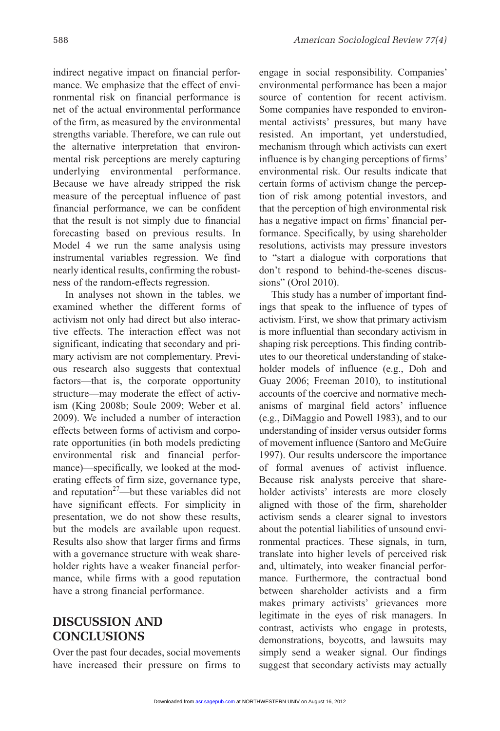indirect negative impact on financial performance. We emphasize that the effect of environmental risk on financial performance is net of the actual environmental performance of the firm, as measured by the environmental strengths variable. Therefore, we can rule out the alternative interpretation that environmental risk perceptions are merely capturing underlying environmental performance. Because we have already stripped the risk measure of the perceptual influence of past financial performance, we can be confident that the result is not simply due to financial forecasting based on previous results. In Model 4 we run the same analysis using instrumental variables regression. We find nearly identical results, confirming the robustness of the random-effects regression.

In analyses not shown in the tables, we examined whether the different forms of activism not only had direct but also interactive effects. The interaction effect was not significant, indicating that secondary and primary activism are not complementary. Previous research also suggests that contextual factors—that is, the corporate opportunity structure—may moderate the effect of activism (King 2008b; Soule 2009; Weber et al. 2009). We included a number of interaction effects between forms of activism and corporate opportunities (in both models predicting environmental risk and financial performance)—specifically, we looked at the moderating effects of firm size, governance type, and reputation[27]—but these variables did not have significant effects. For simplicity in presentation, we do not show these results, but the models are available upon request. Results also show that larger firms and firms with a governance structure with weak shareholder rights have a weaker financial performance, while firms with a good reputation have a strong financial performance.

## DISCUSSION AND CONCLUSIONS

Over the past four decades, social movements have increased their pressure on firms to engage in social responsibility. Companies' environmental performance has been a major source of contention for recent activism. Some companies have responded to environmental activists' pressures, but many have resisted. An important, yet understudied, mechanism through which activists can exert influence is by changing perceptions of firms' environmental risk. Our results indicate that certain forms of activism change the perception of risk among potential investors, and that the perception of high environmental risk has a negative impact on firms' financial performance. Specifically, by using shareholder resolutions, activists may pressure investors to "start a dialogue with corporations that don't respond to behind-the-scenes discussions" (Orol 2010).

This study has a number of important findings that speak to the influence of types of activism. First, we show that primary activism is more influential than secondary activism in shaping risk perceptions. This finding contributes to our theoretical understanding of stakeholder models of influence (e.g., Doh and Guay 2006; Freeman 2010), to institutional accounts of the coercive and normative mechanisms of marginal field actors' influence (e.g., DiMaggio and Powell 1983), and to our understanding of insider versus outsider forms of movement influence (Santoro and McGuire 1997). Our results underscore the importance of formal avenues of activist influence. Because risk analysts perceive that shareholder activists' interests are more closely aligned with those of the firm, shareholder activism sends a clearer signal to investors about the potential liabilities of unsound environmental practices. These signals, in turn, translate into higher levels of perceived risk and, ultimately, into weaker financial performance. Furthermore, the contractual bond between shareholder activists and a firm makes primary activists' grievances more legitimate in the eyes of risk managers. In contrast, activists who engage in protests, demonstrations, boycotts, and lawsuits may simply send a weaker signal. Our findings suggest that secondary activists may actually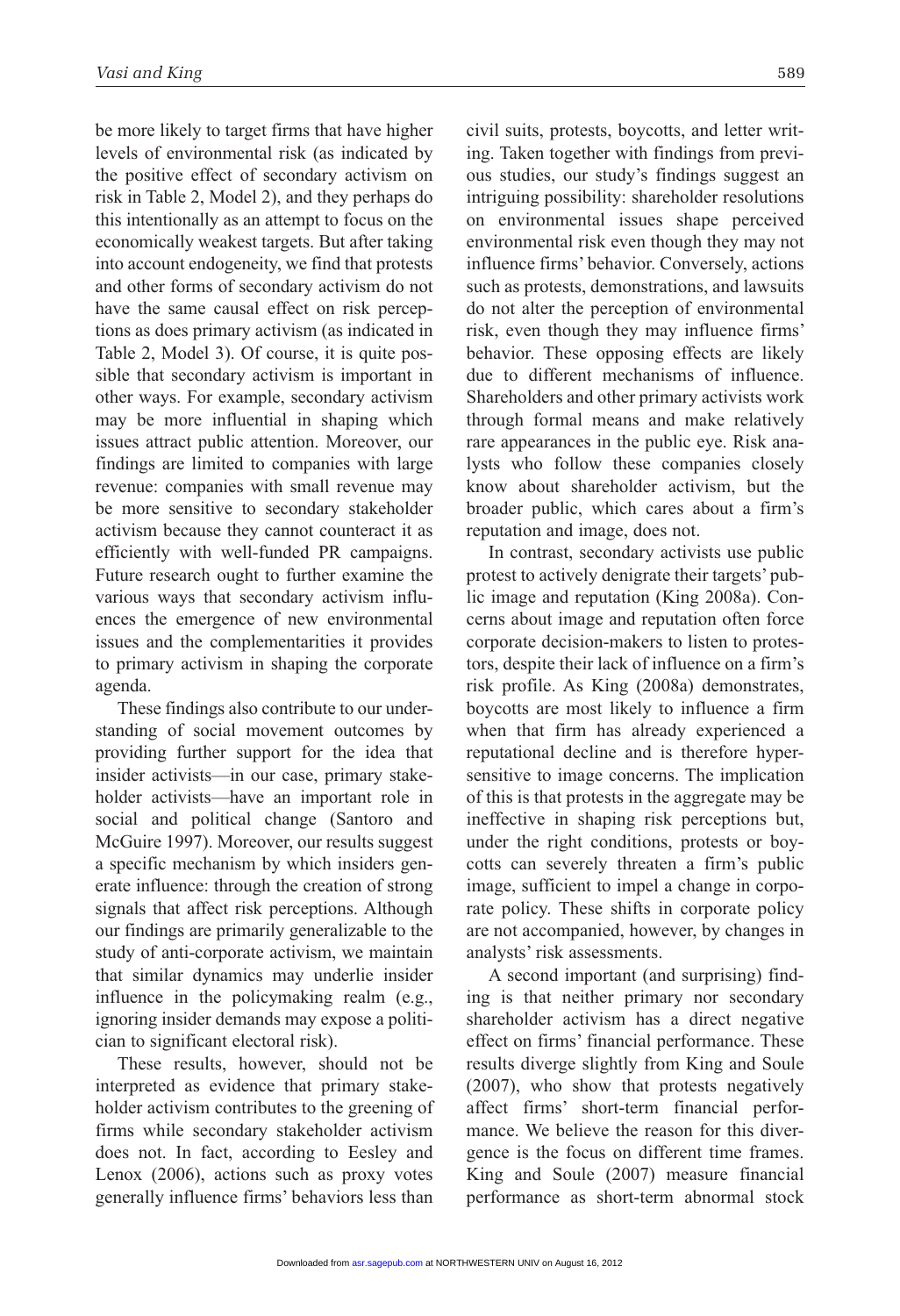be more likely to target firms that have higher levels of environmental risk (as indicated by the positive effect of secondary activism on risk in Table 2, Model 2), and they perhaps do this intentionally as an attempt to focus on the economically weakest targets. But after taking into account endogeneity, we find that protests and other forms of secondary activism do not have the same causal effect on risk perceptions as does primary activism (as indicated in Table 2, Model 3). Of course, it is quite possible that secondary activism is important in other ways. For example, secondary activism may be more influential in shaping which issues attract public attention. Moreover, our findings are limited to companies with large revenue: companies with small revenue may be more sensitive to secondary stakeholder activism because they cannot counteract it as efficiently with well-funded PR campaigns. Future research ought to further examine the various ways that secondary activism influences the emergence of new environmental issues and the complementarities it provides to primary activism in shaping the corporate agenda.

These findings also contribute to our understanding of social movement outcomes by providing further support for the idea that insider activists—in our case, primary stakeholder activists—have an important role in social and political change (Santoro and McGuire 1997). Moreover, our results suggest a specific mechanism by which insiders generate influence: through the creation of strong signals that affect risk perceptions. Although our findings are primarily generalizable to the study of anti-corporate activism, we maintain that similar dynamics may underlie insider influence in the policymaking realm (e.g., ignoring insider demands may expose a politician to significant electoral risk).

These results, however, should not be interpreted as evidence that primary stakeholder activism contributes to the greening of firms while secondary stakeholder activism does not. In fact, according to Eesley and Lenox (2006), actions such as proxy votes generally influence firms' behaviors less than civil suits, protests, boycotts, and letter writing. Taken together with findings from previous studies, our study's findings suggest an intriguing possibility: shareholder resolutions on environmental issues shape perceived environmental risk even though they may not influence firms' behavior. Conversely, actions such as protests, demonstrations, and lawsuits do not alter the perception of environmental risk, even though they may influence firms' behavior. These opposing effects are likely due to different mechanisms of influence. Shareholders and other primary activists work through formal means and make relatively rare appearances in the public eye. Risk analysts who follow these companies closely know about shareholder activism, but the broader public, which cares about a firm's reputation and image, does not.

In contrast, secondary activists use public protest to actively denigrate their targets' public image and reputation (King 2008a). Concerns about image and reputation often force corporate decision-makers to listen to protestors, despite their lack of influence on a firm's risk profile. As King (2008a) demonstrates, boycotts are most likely to influence a firm when that firm has already experienced a reputational decline and is therefore hypersensitive to image concerns. The implication of this is that protests in the aggregate may be ineffective in shaping risk perceptions but, under the right conditions, protests or boycotts can severely threaten a firm's public image, sufficient to impel a change in corporate policy. These shifts in corporate policy are not accompanied, however, by changes in analysts' risk assessments.

A second important (and surprising) finding is that neither primary nor secondary shareholder activism has a direct negative effect on firms' financial performance. These results diverge slightly from King and Soule (2007), who show that protests negatively affect firms' short-term financial performance. We believe the reason for this divergence is the focus on different time frames. King and Soule (2007) measure financial performance as short-term abnormal stock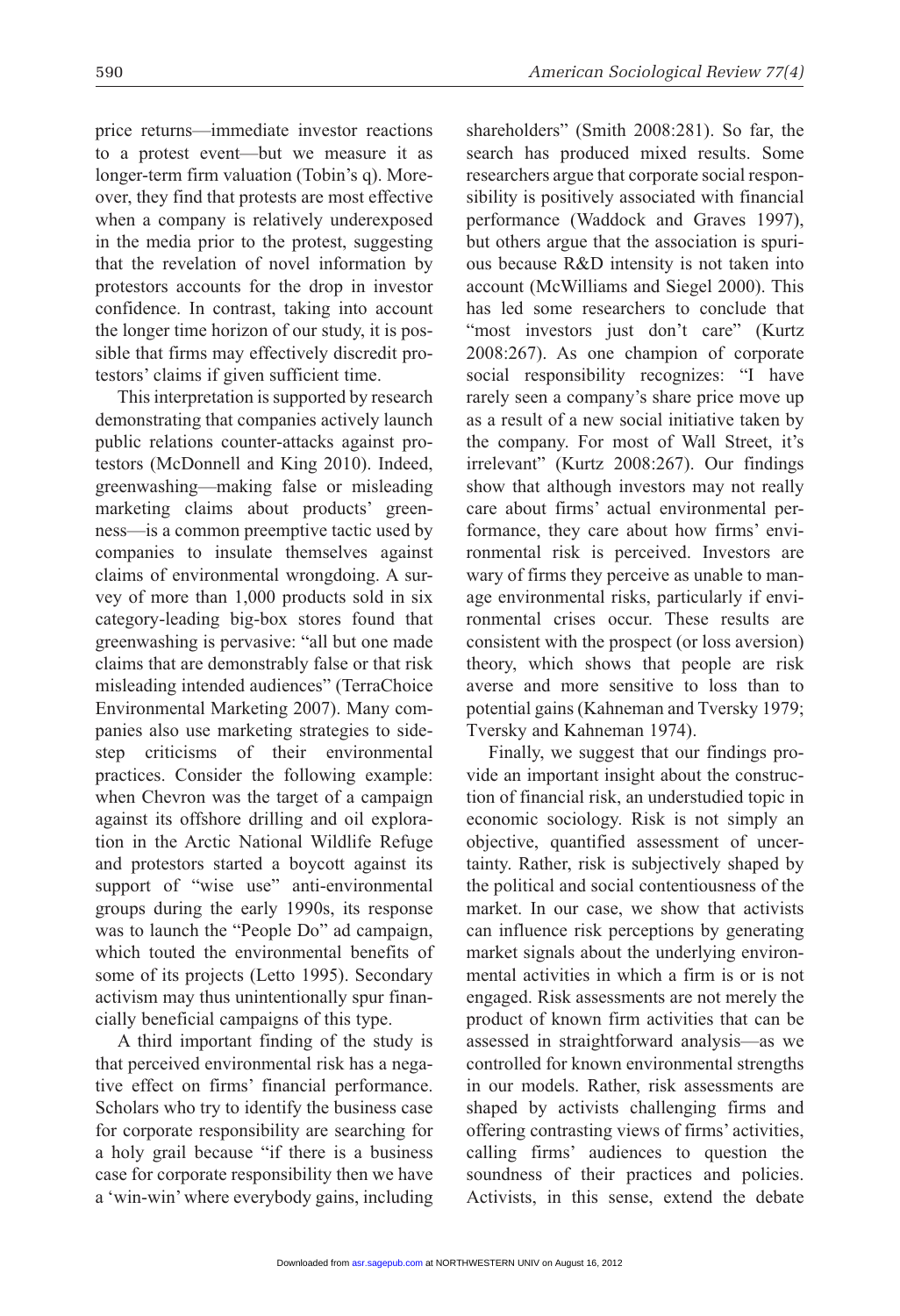price returns—immediate investor reactions to a protest event—but we measure it as longer-term firm valuation (Tobin's q). Moreover, they find that protests are most effective when a company is relatively underexposed in the media prior to the protest, suggesting that the revelation of novel information by protestors accounts for the drop in investor confidence. In contrast, taking into account the longer time horizon of our study, it is possible that firms may effectively discredit protestors' claims if given sufficient time.

This interpretation is supported by research demonstrating that companies actively launch public relations counter-attacks against protestors (McDonnell and King 2010). Indeed, greenwashing—making false or misleading marketing claims about products' greenness—is a common preemptive tactic used by companies to insulate themselves against claims of environmental wrongdoing. A survey of more than 1,000 products sold in six category-leading big-box stores found that greenwashing is pervasive: "all but one made claims that are demonstrably false or that risk misleading intended audiences" (TerraChoice Environmental Marketing 2007). Many companies also use marketing strategies to sidestep criticisms of their environmental practices. Consider the following example: when Chevron was the target of a campaign against its offshore drilling and oil exploration in the Arctic National Wildlife Refuge and protestors started a boycott against its support of "wise use" anti-environmental groups during the early 1990s, its response was to launch the "People Do" ad campaign, which touted the environmental benefits of some of its projects (Letto 1995). Secondary activism may thus unintentionally spur financially beneficial campaigns of this type.

A third important finding of the study is that perceived environmental risk has a negative effect on firms' financial performance. Scholars who try to identify the business case for corporate responsibility are searching for a holy grail because "if there is a business case for corporate responsibility then we have a 'win-win' where everybody gains, including shareholders" (Smith 2008:281). So far, the search has produced mixed results. Some researchers argue that corporate social responsibility is positively associated with financial performance (Waddock and Graves 1997), but others argue that the association is spurious because R&D intensity is not taken into account (McWilliams and Siegel 2000). This has led some researchers to conclude that "most investors just don't care" (Kurtz 2008:267). As one champion of corporate social responsibility recognizes: "I have rarely seen a company's share price move up as a result of a new social initiative taken by the company. For most of Wall Street, it's irrelevant" (Kurtz 2008:267). Our findings show that although investors may not really care about firms' actual environmental performance, they care about how firms' environmental risk is perceived. Investors are wary of firms they perceive as unable to manage environmental risks, particularly if environmental crises occur. These results are consistent with the prospect (or loss aversion) theory, which shows that people are risk averse and more sensitive to loss than to potential gains (Kahneman and Tversky 1979; Tversky and Kahneman 1974).

Finally, we suggest that our findings provide an important insight about the construction of financial risk, an understudied topic in economic sociology. Risk is not simply an objective, quantified assessment of uncertainty. Rather, risk is subjectively shaped by the political and social contentiousness of the market. In our case, we show that activists can influence risk perceptions by generating market signals about the underlying environmental activities in which a firm is or is not engaged. Risk assessments are not merely the product of known firm activities that can be assessed in straightforward analysis—as we controlled for known environmental strengths in our models. Rather, risk assessments are shaped by activists challenging firms and offering contrasting views of firms' activities, calling firms' audiences to question the soundness of their practices and policies. Activists, in this sense, extend the debate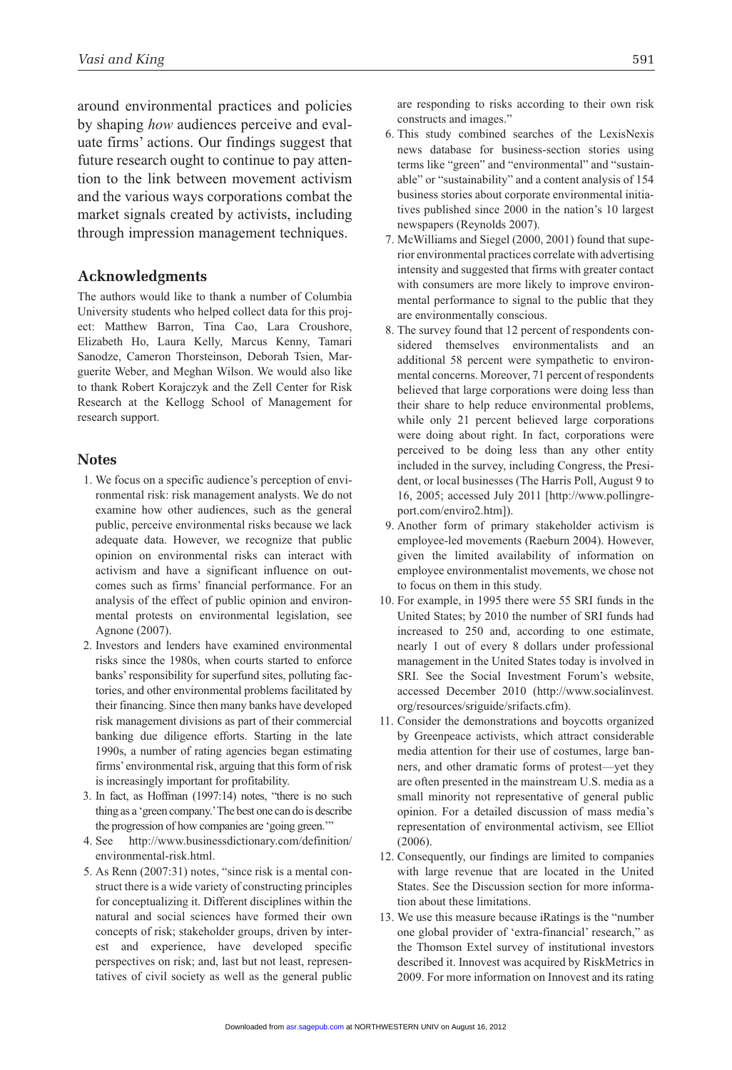around environmental practices and policies by shaping *how* audiences perceive and evaluate firms' actions. Our findings suggest that future research ought to continue to pay attention to the link between movement activism and the various ways corporations combat the market signals created by activists, including through impression management techniques.

## Acknowledgments

The authors would like to thank a number of Columbia University students who helped collect data for this project: Matthew Barron, Tina Cao, Lara Croushore, Elizabeth Ho, Laura Kelly, Marcus Kenny, Tamari Sanodze, Cameron Thorsteinson, Deborah Tsien, Marguerite Weber, and Meghan Wilson. We would also like to thank Robert Korajczyk and the Zell Center for Risk Research at the Kellogg School of Management for research support.

## Notes

1. We focus on a specific audience's perception of environmental risk: risk management analysts. We do not examine how other audiences, such as the general public, perceive environmental risks because we lack adequate data. However, we recognize that public opinion on environmental risks can interact with activism and have a significant influence on outcomes such as firms' financial performance. For an analysis of the effect of public opinion and environmental protests on environmental legislation, see Agnone (2007).
2. Investors and lenders have examined environmental risks since the 1980s, when courts started to enforce banks' responsibility for superfund sites, polluting factories, and other environmental problems facilitated by their financing. Since then many banks have developed risk management divisions as part of their commercial banking due diligence efforts. Starting in the late 1990s, a number of rating agencies began estimating firms' environmental risk, arguing that this form of risk is increasingly important for profitability.
3. In fact, as Hoffman (1997:14) notes, "there is no such thing as a 'green company.' The best one can do is describe the progression of how companies are 'going green.'"
4. See http://www.businessdictionary.com/definition/environmental-risk.html.
5. As Renn (2007:31) notes, "since risk is a mental construct there is a wide variety of constructing principles for conceptualizing it. Different disciplines within the natural and social sciences have formed their own concepts of risk; stakeholder groups, driven by interest and experience, have developed specific perspectives on risk; and, last but not least, representatives of civil society as well as the general public are responding to risks according to their own risk constructs and images."
6. This study combined searches of the LexisNexis news database for business-section stories using terms like "green" and "environmental" and "sustainable" or "sustainability" and a content analysis of 154 business stories about corporate environmental initiatives published since 2000 in the nation's 10 largest newspapers (Reynolds 2007).
7. McWilliams and Siegel (2000, 2001) found that superior environmental practices correlate with advertising intensity and suggested that firms with greater contact with consumers are more likely to improve environmental performance to signal to the public that they are environmentally conscious.
8. The survey found that 12 percent of respondents considered themselves environmentalists and an additional 58 percent were sympathetic to environmental concerns. Moreover, 71 percent of respondents believed that large corporations were doing less than their share to help reduce environmental problems, while only 21 percent believed large corporations were doing about right. In fact, corporations were perceived to be doing less than any other entity included in the survey, including Congress, the President, or local businesses (The Harris Poll, August 9 to 16, 2005; accessed July 2011 [http://www.pollingreport.com/enviro2.htm]).
9. Another form of primary stakeholder activism is employee-led movements (Raeburn 2004). However, given the limited availability of information on employee environmentalist movements, we chose not to focus on them in this study.
10. For example, in 1995 there were 55 SRI funds in the United States; by 2010 the number of SRI funds had increased to 250 and, according to one estimate, nearly 1 out of every 8 dollars under professional management in the United States today is involved in SRI. See the Social Investment Forum's website, accessed December 2010 (http://www.socialinvest.org/resources/sriguide/srifacts.cfm).
11. Consider the demonstrations and boycotts organized by Greenpeace activists, which attract considerable media attention for their use of costumes, large banners, and other dramatic forms of protest—yet they are often presented in the mainstream U.S. media as a small minority not representative of general public opinion. For a detailed discussion of mass media's representation of environmental activism, see Elliot (2006).
12. Consequently, our findings are limited to companies with large revenue that are located in the United States. See the Discussion section for more information about these limitations.
13. We use this measure because iRatings is the "number one global provider of 'extra-financial' research," as the Thomson Extel survey of institutional investors described it. Innovest was acquired by RiskMetrics in 2009. For more information on Innovest and its rating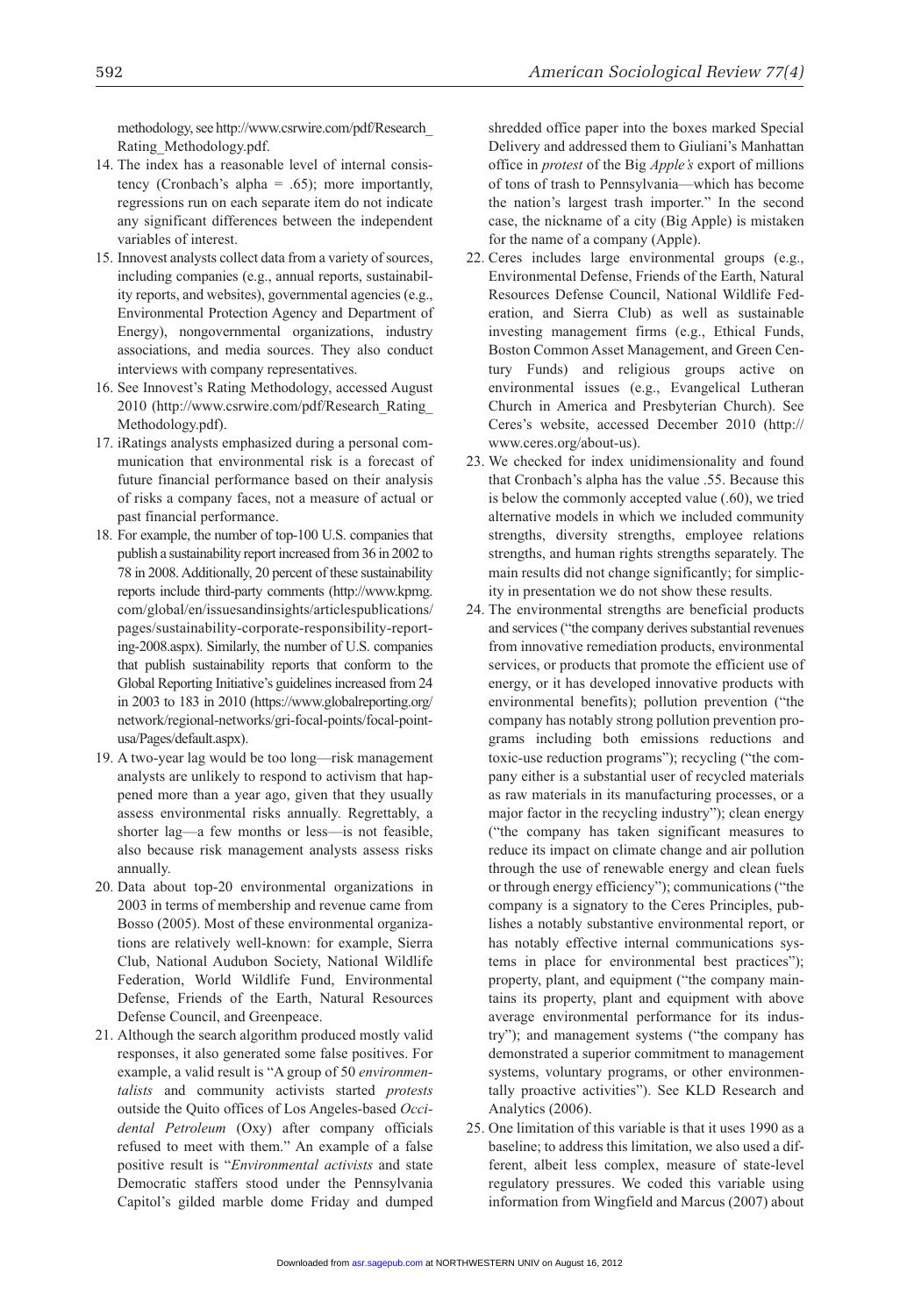methodology, see http://www.csrwire.com/pdf/Research_Rating_Methodology.pdf.

14. The index has a reasonable level of internal consistency (Cronbach's alpha = .65); more importantly, regressions run on each separate item do not indicate any significant differences between the independent variables of interest.
15. Innovest analysts collect data from a variety of sources, including companies (e.g., annual reports, sustainability reports, and websites), governmental agencies (e.g., Environmental Protection Agency and Department of Energy), nongovernmental organizations, industry associations, and media sources. They also conduct interviews with company representatives.
16. See Innovest's Rating Methodology, accessed August 2010 (http://www.csrwire.com/pdf/Research_Rating_Methodology.pdf).
17. iRatings analysts emphasized during a personal communication that environmental risk is a forecast of future financial performance based on their analysis of risks a company faces, not a measure of actual or past financial performance.
18. For example, the number of top-100 U.S. companies that publish a sustainability report increased from 36 in 2002 to 78 in 2008. Additionally, 20 percent of these sustainability reports include third-party comments (http://www.kpmg.com/global/en/issuesandinsights/articlespublications/pages/sustainability-corporate-responsibility-reporting-2008.aspx). Similarly, the number of U.S. companies that publish sustainability reports that conform to the Global Reporting Initiative's guidelines increased from 24 in 2003 to 183 in 2010 (https://www.globalreporting.org/network/regional-networks/gri-focal-points/focal-point-usa/Pages/default.aspx).
19. A two-year lag would be too long—risk management analysts are unlikely to respond to activism that happened more than a year ago, given that they usually assess environmental risks annually. Regrettably, a shorter lag—a few months or less—is not feasible, also because risk management analysts assess risks annually.
20. Data about top-20 environmental organizations in 2003 in terms of membership and revenue came from Bosso (2005). Most of these environmental organizations are relatively well-known: for example, Sierra Club, National Audubon Society, National Wildlife Federation, World Wildlife Fund, Environmental Defense, Friends of the Earth, Natural Resources Defense Council, and Greenpeace.
21. Although the search algorithm produced mostly valid responses, it also generated some false positives. For example, a valid result is "A group of 50 *environmentalists* and community activists started *protests* outside the Quito offices of Los Angeles-based *Occidental Petroleum* (Oxy) after company officials refused to meet with them." An example of a false positive result is "*Environmental activists* and state Democratic staffers stood under the Pennsylvania Capitol's gilded marble dome Friday and dumped shredded office paper into the boxes marked Special Delivery and addressed them to Giuliani's Manhattan office in *protest* of the Big *Apple's* export of millions of tons of trash to Pennsylvania—which has become the nation's largest trash importer." In the second case, the nickname of a city (Big Apple) is mistaken for the name of a company (Apple).
22. Ceres includes large environmental groups (e.g., Environmental Defense, Friends of the Earth, Natural Resources Defense Council, National Wildlife Federation, and Sierra Club) as well as sustainable investing management firms (e.g., Ethical Funds, Boston Common Asset Management, and Green Century Funds) and religious groups active on environmental issues (e.g., Evangelical Lutheran Church in America and Presbyterian Church). See Ceres's website, accessed December 2010 (http://www.ceres.org/about-us).
23. We checked for index unidimensionality and found that Cronbach's alpha has the value .55. Because this is below the commonly accepted value (.60), we tried alternative models in which we included community strengths, diversity strengths, employee relations strengths, and human rights strengths separately. The main results did not change significantly; for simplicity in presentation we do not show these results.
24. The environmental strengths are beneficial products and services ("the company derives substantial revenues from innovative remediation products, environmental services, or products that promote the efficient use of energy, or it has developed innovative products with environmental benefits); pollution prevention ("the company has notably strong pollution prevention programs including both emissions reductions and toxic-use reduction programs"); recycling ("the company either is a substantial user of recycled materials as raw materials in its manufacturing processes, or a major factor in the recycling industry"); clean energy ("the company has taken significant measures to reduce its impact on climate change and air pollution through the use of renewable energy and clean fuels or through energy efficiency"); communications ("the company is a signatory to the Ceres Principles, publishes a notably substantive environmental report, or has notably effective internal communications systems in place for environmental best practices"); property, plant, and equipment ("the company maintains its property, plant and equipment with above average environmental performance for its industry"); and management systems ("the company has demonstrated a superior commitment to management systems, voluntary programs, or other environmentally proactive activities"). See KLD Research and Analytics (2006).
25. One limitation of this variable is that it uses 1990 as a baseline; to address this limitation, we also used a different, albeit less complex, measure of state-level regulatory pressures. We coded this variable using information from Wingfield and Marcus (2007) about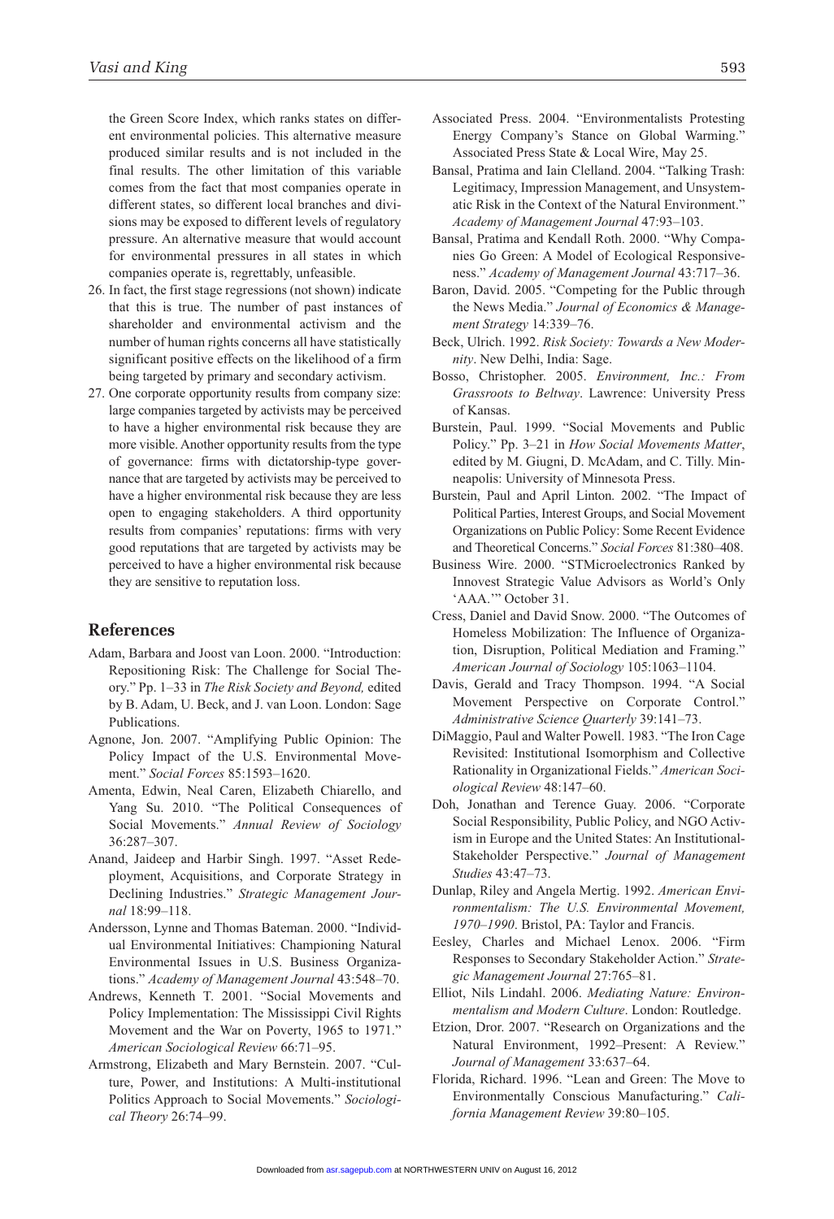the Green Score Index, which ranks states on different environmental policies. This alternative measure produced similar results and is not included in the final results. The other limitation of this variable comes from the fact that most companies operate in different states, so different local branches and divisions may be exposed to different levels of regulatory pressure. An alternative measure that would account for environmental pressures in all states in which companies operate is, regrettably, unfeasible.

26. In fact, the first stage regressions (not shown) indicate that this is true. The number of past instances of shareholder and environmental activism and the number of human rights concerns all have statistically significant positive effects on the likelihood of a firm being targeted by primary and secondary activism.
27. One corporate opportunity results from company size: large companies targeted by activists may be perceived to have a higher environmental risk because they are more visible. Another opportunity results from the type of governance: firms with dictatorship-type governance that are targeted by activists may be perceived to have a higher environmental risk because they are less open to engaging stakeholders. A third opportunity results from companies' reputations: firms with very good reputations that are targeted by activists may be perceived to have a higher environmental risk because they are sensitive to reputation loss.

## References

Adam, Barbara and Joost van Loon. 2000. "Introduction: Repositioning Risk: The Challenge for Social Theory." Pp. 1–33 in *The Risk Society and Beyond,* edited by B. Adam, U. Beck, and J. van Loon. London: Sage Publications.

Agnone, Jon. 2007. "Amplifying Public Opinion: The Policy Impact of the U.S. Environmental Movement." *Social Forces* 85:1593–1620.

Amenta, Edwin, Neal Caren, Elizabeth Chiarello, and Yang Su. 2010. "The Political Consequences of Social Movements." *Annual Review of Sociology* 36:287–307.

Anand, Jaideep and Harbir Singh. 1997. "Asset Redeployment, Acquisitions, and Corporate Strategy in Declining Industries." *Strategic Management Journal* 18:99–118.

Andersson, Lynne and Thomas Bateman. 2000. "Individual Environmental Initiatives: Championing Natural Environmental Issues in U.S. Business Organizations." *Academy of Management Journal* 43:548–70.

Andrews, Kenneth T. 2001. "Social Movements and Policy Implementation: The Mississippi Civil Rights Movement and the War on Poverty, 1965 to 1971." *American Sociological Review* 66:71–95.

Armstrong, Elizabeth and Mary Bernstein. 2007. "Culture, Power, and Institutions: A Multi-institutional Politics Approach to Social Movements." *Sociological Theory* 26:74–99.

Associated Press. 2004. "Environmentalists Protesting Energy Company's Stance on Global Warming." Associated Press State & Local Wire, May 25.

Bansal, Pratima and Iain Clelland. 2004. "Talking Trash: Legitimacy, Impression Management, and Unsystematic Risk in the Context of the Natural Environment." *Academy of Management Journal* 47:93–103.

Bansal, Pratima and Kendall Roth. 2000. "Why Companies Go Green: A Model of Ecological Responsiveness." *Academy of Management Journal* 43:717–36.

Baron, David. 2005. "Competing for the Public through the News Media." *Journal of Economics & Management Strategy* 14:339–76.

Beck, Ulrich. 1992. *Risk Society: Towards a New Modernity*. New Delhi, India: Sage.

Bosso, Christopher. 2005. *Environment, Inc.: From Grassroots to Beltway*. Lawrence: University Press of Kansas.

Burstein, Paul. 1999. "Social Movements and Public Policy." Pp. 3–21 in *How Social Movements Matter*, edited by M. Giugni, D. McAdam, and C. Tilly. Minneapolis: University of Minnesota Press.

Burstein, Paul and April Linton. 2002. "The Impact of Political Parties, Interest Groups, and Social Movement Organizations on Public Policy: Some Recent Evidence and Theoretical Concerns." *Social Forces* 81:380–408.

Business Wire. 2000. "STMicroelectronics Ranked by Innovest Strategic Value Advisors as World's Only 'AAA.'" October 31.

Cress, Daniel and David Snow. 2000. "The Outcomes of Homeless Mobilization: The Influence of Organization, Disruption, Political Mediation and Framing." *American Journal of Sociology* 105:1063–1104.

Davis, Gerald and Tracy Thompson. 1994. "A Social Movement Perspective on Corporate Control." *Administrative Science Quarterly* 39:141–73.

DiMaggio, Paul and Walter Powell. 1983. "The Iron Cage Revisited: Institutional Isomorphism and Collective Rationality in Organizational Fields." *American Sociological Review* 48:147–60.

Doh, Jonathan and Terence Guay. 2006. "Corporate Social Responsibility, Public Policy, and NGO Activism in Europe and the United States: An Institutional-Stakeholder Perspective." *Journal of Management Studies* 43:47–73.

Dunlap, Riley and Angela Mertig. 1992. *American Environmentalism: The U.S. Environmental Movement, 1970–1990*. Bristol, PA: Taylor and Francis.

Eesley, Charles and Michael Lenox. 2006. "Firm Responses to Secondary Stakeholder Action." *Strategic Management Journal* 27:765–81.

Elliot, Nils Lindahl. 2006. *Mediating Nature: Environmentalism and Modern Culture*. London: Routledge.

Etzion, Dror. 2007. "Research on Organizations and the Natural Environment, 1992–Present: A Review." *Journal of Management* 33:637–64.

Florida, Richard. 1996. "Lean and Green: The Move to Environmentally Conscious Manufacturing." *California Management Review* 39:80–105.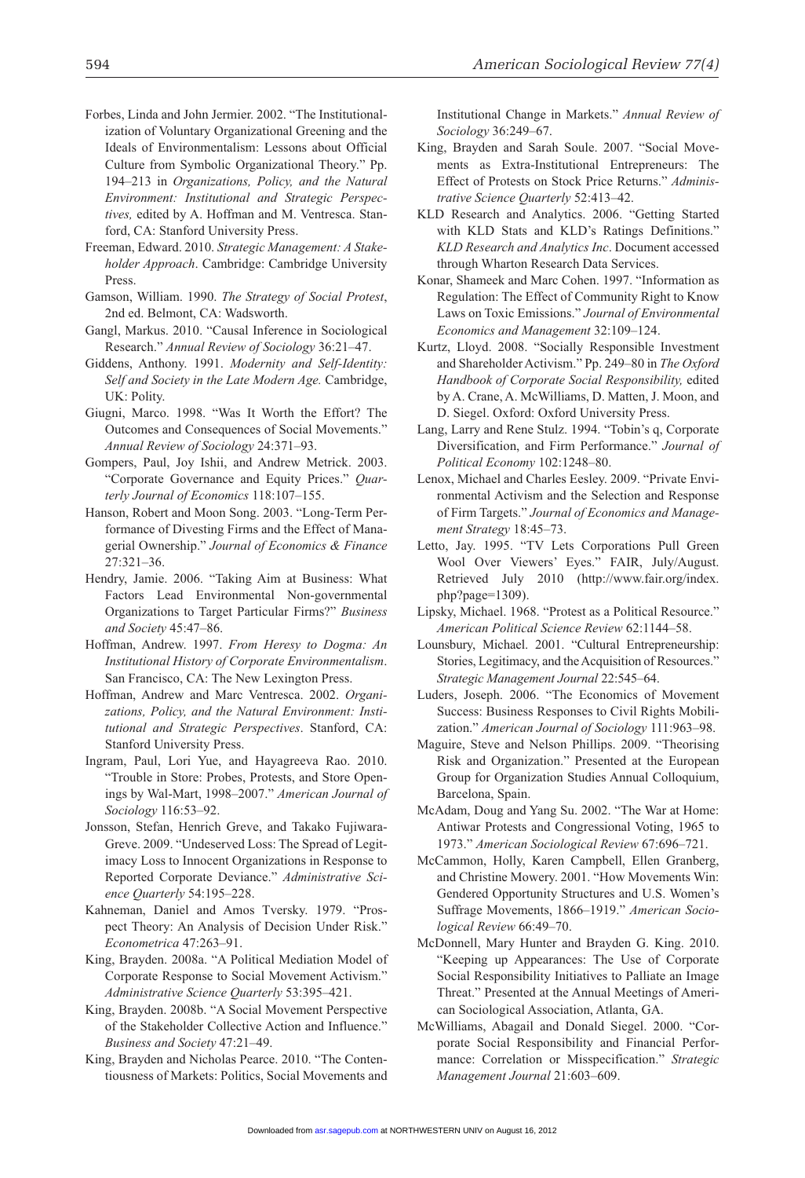Forbes, Linda and John Jermier. 2002. "The Institutionalization of Voluntary Organizational Greening and the Ideals of Environmentalism: Lessons about Official Culture from Symbolic Organizational Theory." Pp. 194–213 in *Organizations, Policy, and the Natural Environment: Institutional and Strategic Perspectives,* edited by A. Hoffman and M. Ventresca. Stanford, CA: Stanford University Press.

Freeman, Edward. 2010. *Strategic Management: A Stakeholder Approach*. Cambridge: Cambridge University Press.

Gamson, William. 1990. *The Strategy of Social Protest*, 2nd ed. Belmont, CA: Wadsworth.

Gangl, Markus. 2010. "Causal Inference in Sociological Research." *Annual Review of Sociology* 36:21–47.

Giddens, Anthony. 1991. *Modernity and Self-Identity: Self and Society in the Late Modern Age.* Cambridge, UK: Polity.

Giugni, Marco. 1998. "Was It Worth the Effort? The Outcomes and Consequences of Social Movements." *Annual Review of Sociology* 24:371–93.

Gompers, Paul, Joy Ishii, and Andrew Metrick. 2003. "Corporate Governance and Equity Prices." *Quarterly Journal of Economics* 118:107–155.

Hanson, Robert and Moon Song. 2003. "Long-Term Performance of Divesting Firms and the Effect of Managerial Ownership." *Journal of Economics & Finance* 27:321–36.

Hendry, Jamie. 2006. "Taking Aim at Business: What Factors Lead Environmental Non-governmental Organizations to Target Particular Firms?" *Business and Society* 45:47–86.

Hoffman, Andrew. 1997. *From Heresy to Dogma: An Institutional History of Corporate Environmentalism*. San Francisco, CA: The New Lexington Press.

Hoffman, Andrew and Marc Ventresca. 2002. *Organizations, Policy, and the Natural Environment: Institutional and Strategic Perspectives*. Stanford, CA: Stanford University Press.

Ingram, Paul, Lori Yue, and Hayagreeva Rao. 2010. "Trouble in Store: Probes, Protests, and Store Openings by Wal-Mart, 1998–2007." *American Journal of Sociology* 116:53–92.

Jonsson, Stefan, Henrich Greve, and Takako Fujiwara-Greve. 2009. "Undeserved Loss: The Spread of Legitimacy Loss to Innocent Organizations in Response to Reported Corporate Deviance." *Administrative Science Quarterly* 54:195–228.

Kahneman, Daniel and Amos Tversky. 1979. "Prospect Theory: An Analysis of Decision Under Risk." *Econometrica* 47:263–91.

King, Brayden. 2008a. "A Political Mediation Model of Corporate Response to Social Movement Activism." *Administrative Science Quarterly* 53:395–421.

King, Brayden. 2008b. "A Social Movement Perspective of the Stakeholder Collective Action and Influence." *Business and Society* 47:21–49.

King, Brayden and Nicholas Pearce. 2010. "The Contentiousness of Markets: Politics, Social Movements and Institutional Change in Markets." *Annual Review of Sociology* 36:249–67.

King, Brayden and Sarah Soule. 2007. "Social Movements as Extra-Institutional Entrepreneurs: The Effect of Protests on Stock Price Returns." *Administrative Science Quarterly* 52:413–42.

KLD Research and Analytics. 2006. "Getting Started with KLD Stats and KLD's Ratings Definitions." *KLD Research and Analytics Inc*. Document accessed through Wharton Research Data Services.

Konar, Shameek and Marc Cohen. 1997. "Information as Regulation: The Effect of Community Right to Know Laws on Toxic Emissions." *Journal of Environmental Economics and Management* 32:109–124.

Kurtz, Lloyd. 2008. "Socially Responsible Investment and Shareholder Activism." Pp. 249–80 in *The Oxford Handbook of Corporate Social Responsibility,* edited by A. Crane, A. McWilliams, D. Matten, J. Moon, and D. Siegel. Oxford: Oxford University Press.

Lang, Larry and Rene Stulz. 1994. "Tobin's q, Corporate Diversification, and Firm Performance." *Journal of Political Economy* 102:1248–80.

Lenox, Michael and Charles Eesley. 2009. "Private Environmental Activism and the Selection and Response of Firm Targets." *Journal of Economics and Management Strategy* 18:45–73.

Letto, Jay. 1995. "TV Lets Corporations Pull Green Wool Over Viewers' Eyes." FAIR, July/August. Retrieved July 2010 (http://www.fair.org/index.php?page=1309).

Lipsky, Michael. 1968. "Protest as a Political Resource." *American Political Science Review* 62:1144–58.

Lounsbury, Michael. 2001. "Cultural Entrepreneurship: Stories, Legitimacy, and the Acquisition of Resources." *Strategic Management Journal* 22:545–64.

Luders, Joseph. 2006. "The Economics of Movement Success: Business Responses to Civil Rights Mobilization." *American Journal of Sociology* 111:963–98.

Maguire, Steve and Nelson Phillips. 2009. "Theorising Risk and Organization." Presented at the European Group for Organization Studies Annual Colloquium, Barcelona, Spain.

McAdam, Doug and Yang Su. 2002. "The War at Home: Antiwar Protests and Congressional Voting, 1965 to 1973." *American Sociological Review* 67:696–721.

McCammon, Holly, Karen Campbell, Ellen Granberg, and Christine Mowery. 2001. "How Movements Win: Gendered Opportunity Structures and U.S. Women's Suffrage Movements, 1866–1919." *American Sociological Review* 66:49–70.

McDonnell, Mary Hunter and Brayden G. King. 2010. "Keeping up Appearances: The Use of Corporate Social Responsibility Initiatives to Palliate an Image Threat." Presented at the Annual Meetings of American Sociological Association, Atlanta, GA.

McWilliams, Abagail and Donald Siegel. 2000. "Corporate Social Responsibility and Financial Performance: Correlation or Misspecification." *Strategic Management Journal* 21:603–609.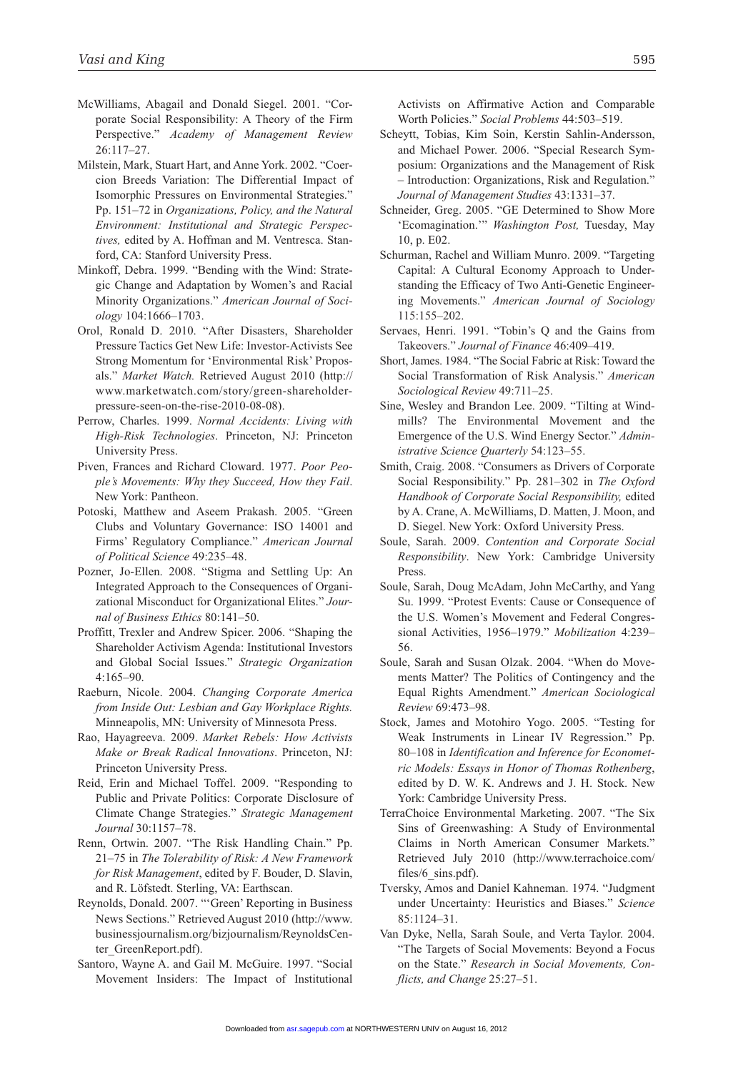McWilliams, Abagail and Donald Siegel. 2001. "Corporate Social Responsibility: A Theory of the Firm Perspective." *Academy of Management Review* 26:117–27.

Milstein, Mark, Stuart Hart, and Anne York. 2002. "Coercion Breeds Variation: The Differential Impact of Isomorphic Pressures on Environmental Strategies." Pp. 151–72 in *Organizations, Policy, and the Natural Environment: Institutional and Strategic Perspectives,* edited by A. Hoffman and M. Ventresca. Stanford, CA: Stanford University Press.

Minkoff, Debra. 1999. "Bending with the Wind: Strategic Change and Adaptation by Women's and Racial Minority Organizations." *American Journal of Sociology* 104:1666–1703.

Orol, Ronald D. 2010. "After Disasters, Shareholder Pressure Tactics Get New Life: Investor-Activists See Strong Momentum for 'Environmental Risk' Proposals." *Market Watch.* Retrieved August 2010 (http://www.marketwatch.com/story/green-shareholder-pressure-seen-on-the-rise-2010-08-08).

Perrow, Charles. 1999. *Normal Accidents: Living with High-Risk Technologies*. Princeton, NJ: Princeton University Press.

Piven, Frances and Richard Cloward. 1977. *Poor People's Movements: Why they Succeed, How they Fail*. New York: Pantheon.

Potoski, Matthew and Aseem Prakash. 2005. "Green Clubs and Voluntary Governance: ISO 14001 and Firms' Regulatory Compliance." *American Journal of Political Science* 49:235–48.

Pozner, Jo-Ellen. 2008. "Stigma and Settling Up: An Integrated Approach to the Consequences of Organizational Misconduct for Organizational Elites." *Journal of Business Ethics* 80:141–50.

Proffitt, Trexler and Andrew Spicer. 2006. "Shaping the Shareholder Activism Agenda: Institutional Investors and Global Social Issues." *Strategic Organization* 4:165–90.

Raeburn, Nicole. 2004. *Changing Corporate America from Inside Out: Lesbian and Gay Workplace Rights.* Minneapolis, MN: University of Minnesota Press.

Rao, Hayagreeva. 2009. *Market Rebels: How Activists Make or Break Radical Innovations*. Princeton, NJ: Princeton University Press.

Reid, Erin and Michael Toffel. 2009. "Responding to Public and Private Politics: Corporate Disclosure of Climate Change Strategies." *Strategic Management Journal* 30:1157–78.

Renn, Ortwin. 2007. "The Risk Handling Chain." Pp. 21–75 in *The Tolerability of Risk: A New Framework for Risk Management*, edited by F. Bouder, D. Slavin, and R. Löfstedt. Sterling, VA: Earthscan.

Reynolds, Donald. 2007. "'Green' Reporting in Business News Sections." Retrieved August 2010 (http://www.businessjournalism.org/bizjournalism/ReynoldsCenter_GreenReport.pdf).

Santoro, Wayne A. and Gail M. McGuire. 1997. "Social Movement Insiders: The Impact of Institutional Activists on Affirmative Action and Comparable Worth Policies." *Social Problems* 44:503–519.

Scheytt, Tobias, Kim Soin, Kerstin Sahlin-Andersson, and Michael Power. 2006. "Special Research Symposium: Organizations and the Management of Risk – Introduction: Organizations, Risk and Regulation." *Journal of Management Studies* 43:1331–37.

Schneider, Greg. 2005. "GE Determined to Show More 'Ecomagination.'" *Washington Post,* Tuesday, May 10, p. E02.

Schurman, Rachel and William Munro. 2009. "Targeting Capital: A Cultural Economy Approach to Understanding the Efficacy of Two Anti-Genetic Engineering Movements." *American Journal of Sociology* 115:155–202.

Servaes, Henri. 1991. "Tobin's Q and the Gains from Takeovers." *Journal of Finance* 46:409–419.

Short, James. 1984. "The Social Fabric at Risk: Toward the Social Transformation of Risk Analysis." *American Sociological Review* 49:711–25.

Sine, Wesley and Brandon Lee. 2009. "Tilting at Windmills? The Environmental Movement and the Emergence of the U.S. Wind Energy Sector." *Administrative Science Quarterly* 54:123–55.

Smith, Craig. 2008. "Consumers as Drivers of Corporate Social Responsibility." Pp. 281–302 in *The Oxford Handbook of Corporate Social Responsibility,* edited by A. Crane, A. McWilliams, D. Matten, J. Moon, and D. Siegel. New York: Oxford University Press.

Soule, Sarah. 2009. *Contention and Corporate Social Responsibility*. New York: Cambridge University Press.

Soule, Sarah, Doug McAdam, John McCarthy, and Yang Su. 1999. "Protest Events: Cause or Consequence of the U.S. Women's Movement and Federal Congressional Activities, 1956–1979." *Mobilization* 4:239–56.

Soule, Sarah and Susan Olzak. 2004. "When do Movements Matter? The Politics of Contingency and the Equal Rights Amendment." *American Sociological Review* 69:473–98.

Stock, James and Motohiro Yogo. 2005. "Testing for Weak Instruments in Linear IV Regression." Pp. 80–108 in *Identification and Inference for Econometric Models: Essays in Honor of Thomas Rothenberg*, edited by D. W. K. Andrews and J. H. Stock. New York: Cambridge University Press.

TerraChoice Environmental Marketing. 2007. "The Six Sins of Greenwashing: A Study of Environmental Claims in North American Consumer Markets." Retrieved July 2010 (http://www.terrachoice.com/files/6_sins.pdf).

Tversky, Amos and Daniel Kahneman. 1974. "Judgment under Uncertainty: Heuristics and Biases." *Science* 85:1124–31.

Van Dyke, Nella, Sarah Soule, and Verta Taylor. 2004. "The Targets of Social Movements: Beyond a Focus on the State." *Research in Social Movements, Conflicts, and Change* 25:27–51.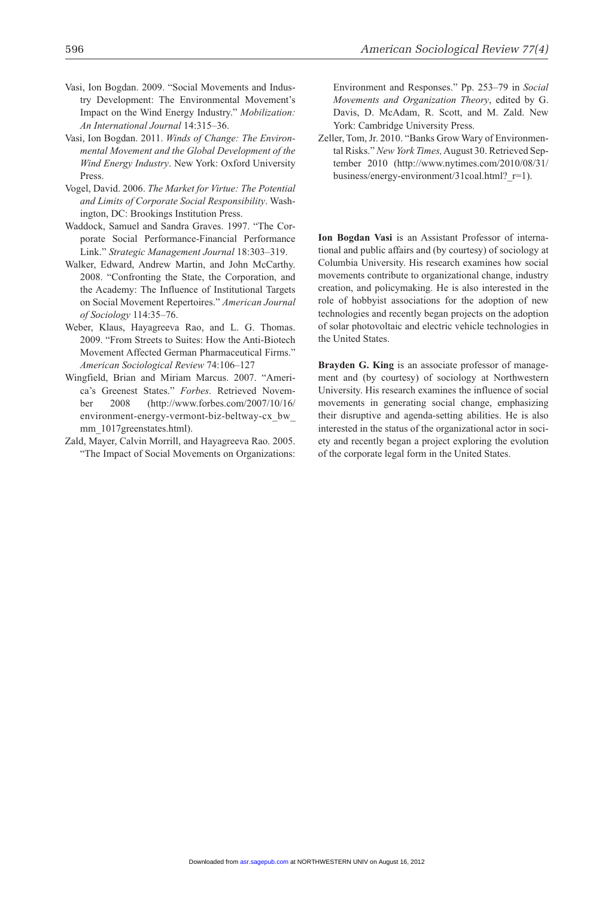Vasi, Ion Bogdan. 2009. "Social Movements and Industry Development: The Environmental Movement's Impact on the Wind Energy Industry." *Mobilization: An International Journal* 14:315–36.

Vasi, Ion Bogdan. 2011. *Winds of Change: The Environmental Movement and the Global Development of the Wind Energy Industry*. New York: Oxford University Press.

Vogel, David. 2006. *The Market for Virtue: The Potential and Limits of Corporate Social Responsibility*. Washington, DC: Brookings Institution Press.

Waddock, Samuel and Sandra Graves. 1997. "The Corporate Social Performance-Financial Performance Link." *Strategic Management Journal* 18:303–319.

Walker, Edward, Andrew Martin, and John McCarthy. 2008. "Confronting the State, the Corporation, and the Academy: The Influence of Institutional Targets on Social Movement Repertoires." *American Journal of Sociology* 114:35–76.

Weber, Klaus, Hayagreeva Rao, and L. G. Thomas. 2009. "From Streets to Suites: How the Anti-Biotech Movement Affected German Pharmaceutical Firms." *American Sociological Review* 74:106–127

Wingfield, Brian and Miriam Marcus. 2007. "America's Greenest States." *Forbes*. Retrieved November 2008 (http://www.forbes.com/2007/10/16/environment-energy-vermont-biz-beltway-cx_bw_mm_1017greenstates.html).

Zald, Mayer, Calvin Morrill, and Hayagreeva Rao. 2005. "The Impact of Social Movements on Organizations: Environment and Responses." Pp. 253–79 in *Social Movements and Organization Theory*, edited by G. Davis, D. McAdam, R. Scott, and M. Zald. New York: Cambridge University Press.

Zeller, Tom, Jr. 2010. "Banks Grow Wary of Environmental Risks." *New York Times,* August 30. Retrieved September 2010 (http://www.nytimes.com/2010/08/31/business/energy-environment/31coal.html?_r=1).

**Ion Bogdan Vasi** is an Assistant Professor of international and public affairs and (by courtesy) of sociology at Columbia University. His research examines how social movements contribute to organizational change, industry creation, and policymaking. He is also interested in the role of hobbyist associations for the adoption of new technologies and recently began projects on the adoption of solar photovoltaic and electric vehicle technologies in the United States.

**Brayden G. King** is an associate professor of management and (by courtesy) of sociology at Northwestern University. His research examines the influence of social movements in generating social change, emphasizing their disruptive and agenda-setting abilities. He is also interested in the status of the organizational actor in society and recently began a project exploring the evolution of the corporate legal form in the United States.